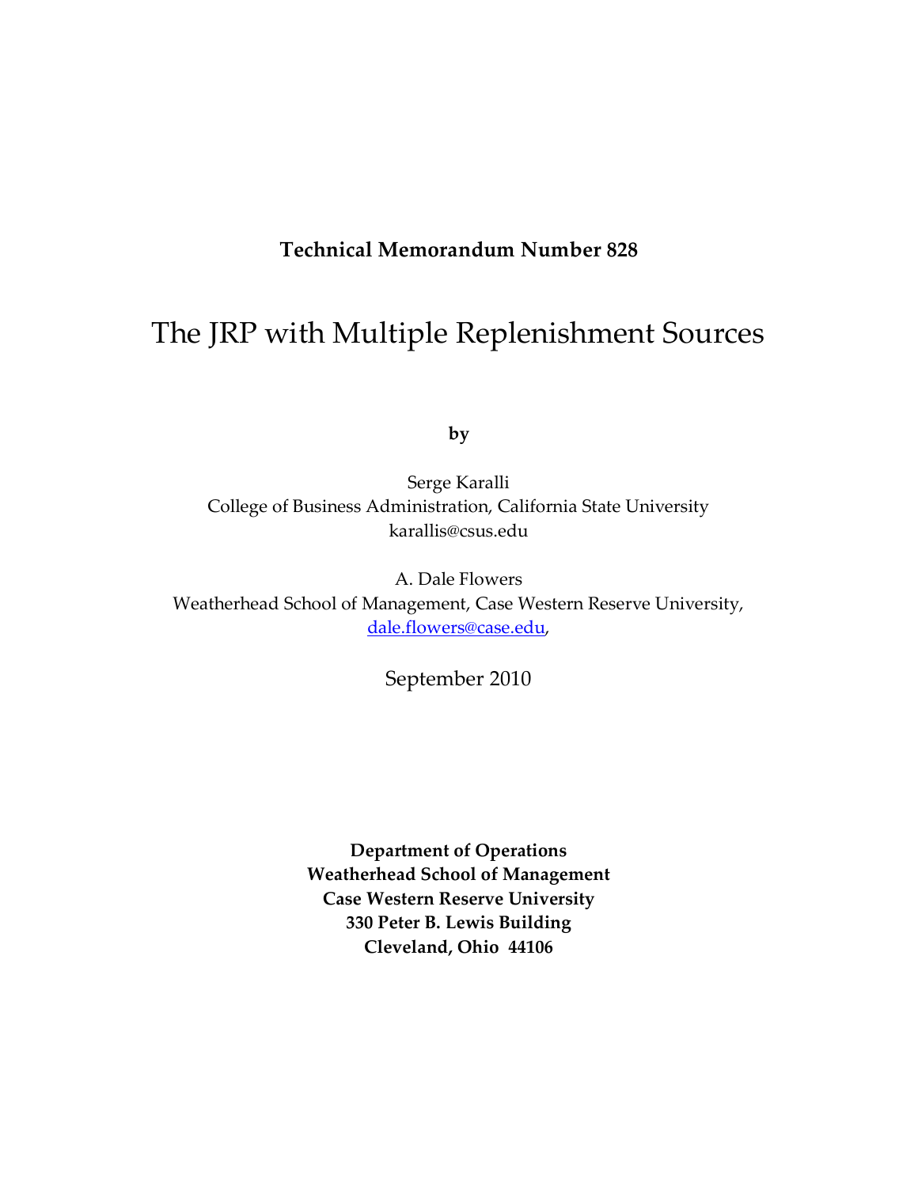**Technical Memorandum Number 828**

# The JRP with Multiple Replenishment Sources

**by**

Serge Karalli
College of Business Administration, California State University
karallis@csus.edu

A. Dale Flowers
Weatherhead School of Management, Case Western Reserve University,
dale.flowers@case.edu,

September 2010

**Department of Operations**
**Weatherhead School of Management**
**Case Western Reserve University**
**330 Peter B. Lewis Building**
**Cleveland, Ohio 44106**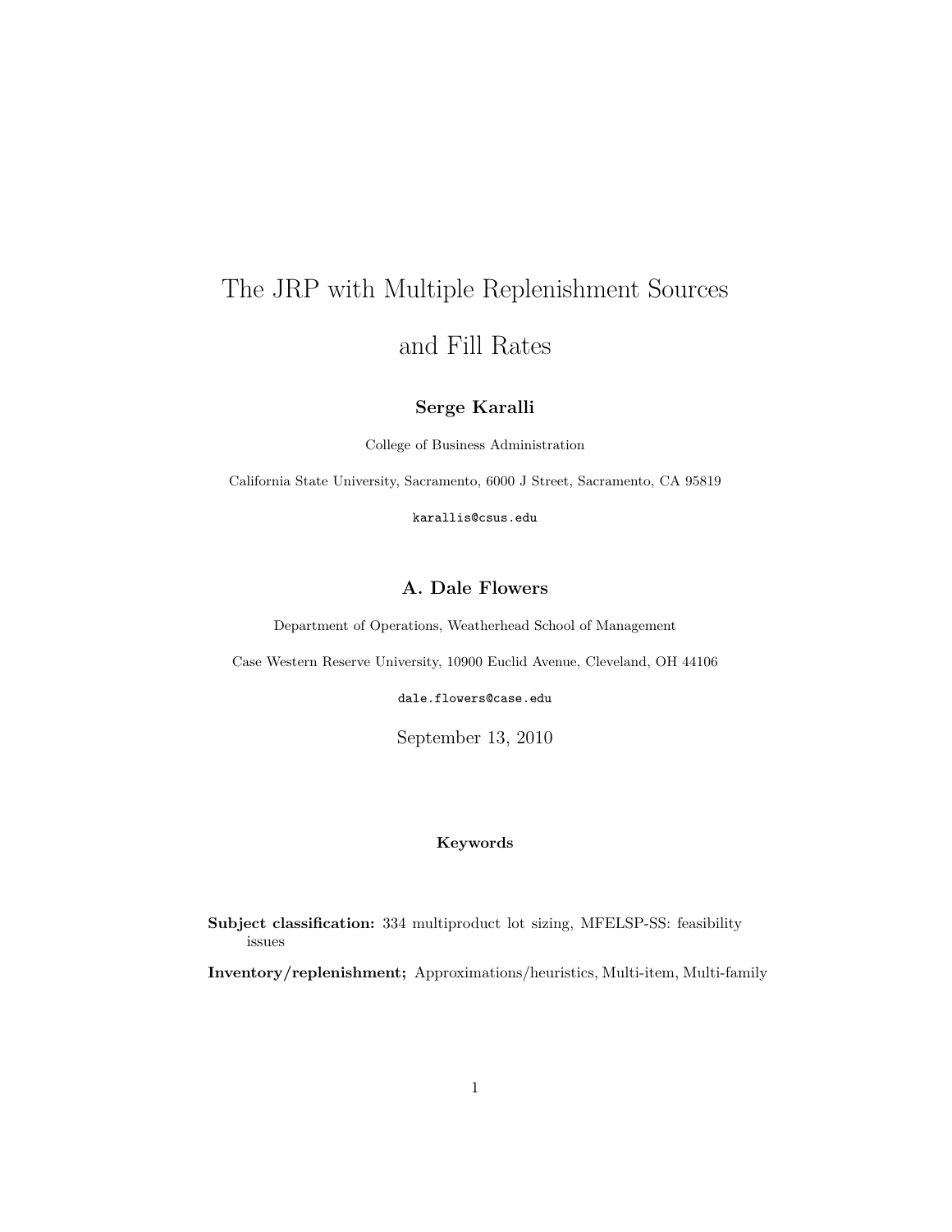# The JRP with Multiple Replenishment Sources and Fill Rates

**Serge Karalli**

College of Business Administration

California State University, Sacramento, 6000 J Street, Sacramento, CA 95819

karallis@csus.edu

**A. Dale Flowers**

Department of Operations, Weatherhead School of Management

Case Western Reserve University, 10900 Euclid Avenue, Cleveland, OH 44106

dale.flowers@case.edu

September 13, 2010

**Keywords**

**Subject classification:** 334 multiproduct lot sizing, MFELSP-SS: feasibility issues

**Inventory/replenishment;** Approximations/heuristics, Multi-item, Multi-family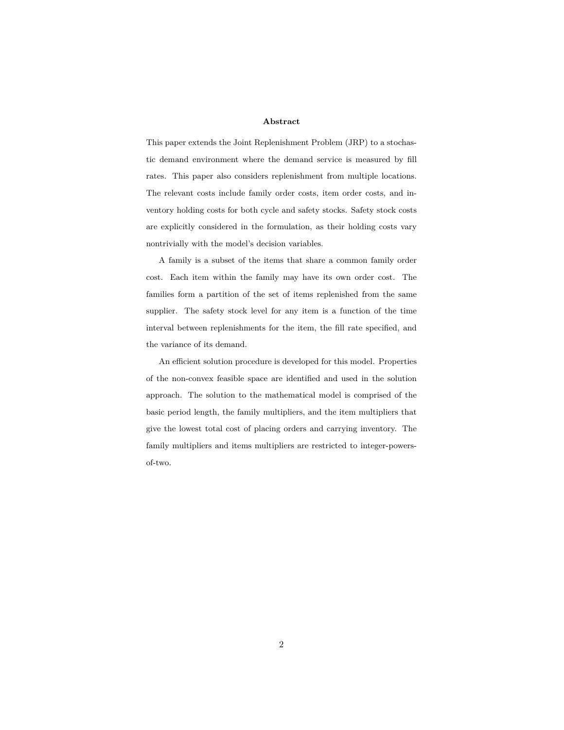## Abstract

This paper extends the Joint Replenishment Problem (JRP) to a stochastic demand environment where the demand service is measured by fill rates. This paper also considers replenishment from multiple locations. The relevant costs include family order costs, item order costs, and inventory holding costs for both cycle and safety stocks. Safety stock costs are explicitly considered in the formulation, as their holding costs vary nontrivially with the model's decision variables.

A family is a subset of the items that share a common family order cost. Each item within the family may have its own order cost. The families form a partition of the set of items replenished from the same supplier. The safety stock level for any item is a function of the time interval between replenishments for the item, the fill rate specified, and the variance of its demand.

An efficient solution procedure is developed for this model. Properties of the non-convex feasible space are identified and used in the solution approach. The solution to the mathematical model is comprised of the basic period length, the family multipliers, and the item multipliers that give the lowest total cost of placing orders and carrying inventory. The family multipliers and items multipliers are restricted to integer-powers-of-two.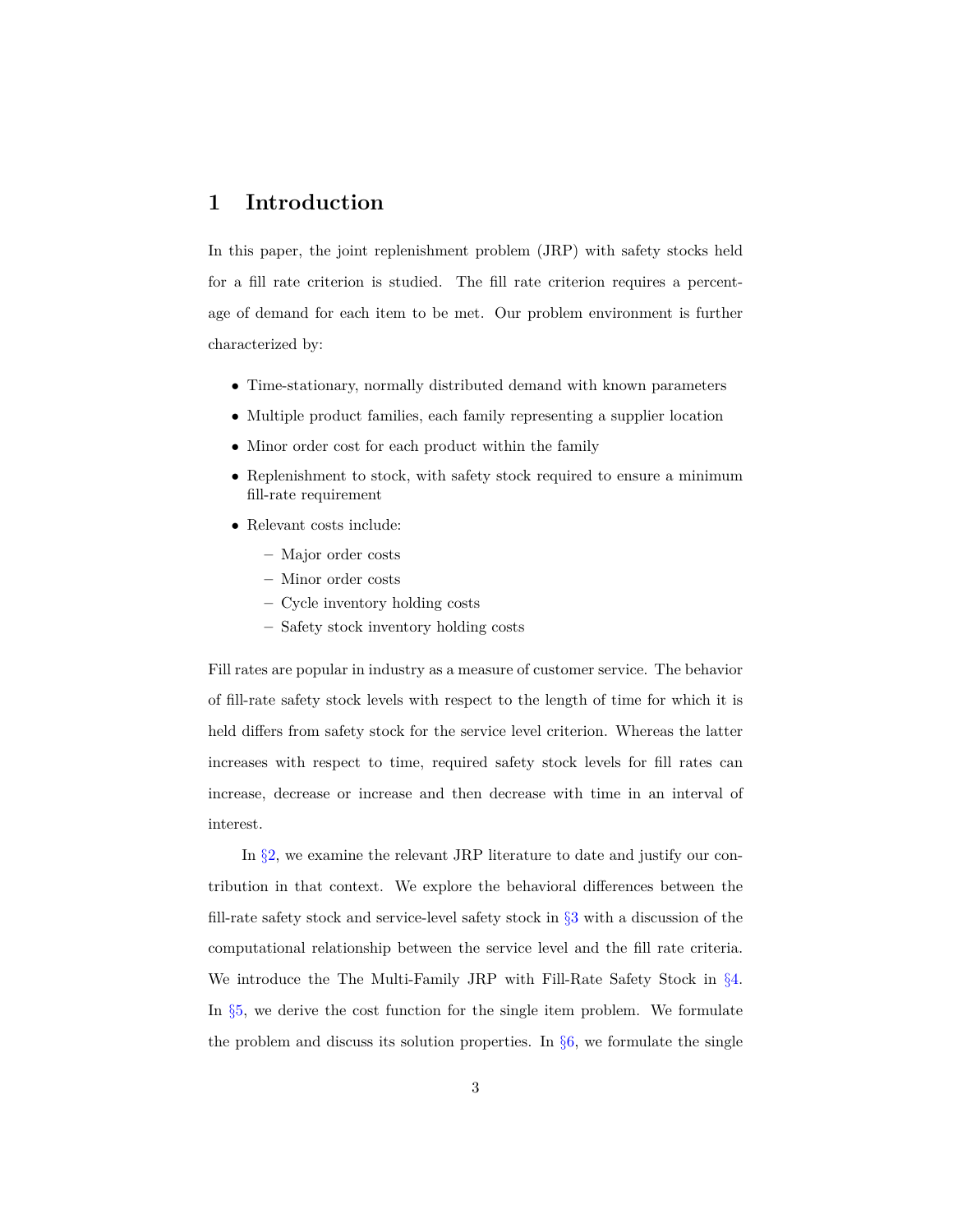# 1 Introduction

In this paper, the joint replenishment problem (JRP) with safety stocks held for a fill rate criterion is studied. The fill rate criterion requires a percentage of demand for each item to be met. Our problem environment is further characterized by:

- Time-stationary, normally distributed demand with known parameters
- Multiple product families, each family representing a supplier location
- Minor order cost for each product within the family
- Replenishment to stock, with safety stock required to ensure a minimum fill-rate requirement
- Relevant costs include:
  - Major order costs
  - Minor order costs
  - Cycle inventory holding costs
  - Safety stock inventory holding costs

Fill rates are popular in industry as a measure of customer service. The behavior of fill-rate safety stock levels with respect to the length of time for which it is held differs from safety stock for the service level criterion. Whereas the latter increases with respect to time, required safety stock levels for fill rates can increase, decrease or increase and then decrease with time in an interval of interest.

In §2, we examine the relevant JRP literature to date and justify our contribution in that context. We explore the behavioral differences between the fill-rate safety stock and service-level safety stock in §3 with a discussion of the computational relationship between the service level and the fill rate criteria. We introduce the The Multi-Family JRP with Fill-Rate Safety Stock in §4. In §5, we derive the cost function for the single item problem. We formulate the problem and discuss its solution properties. In §6, we formulate the single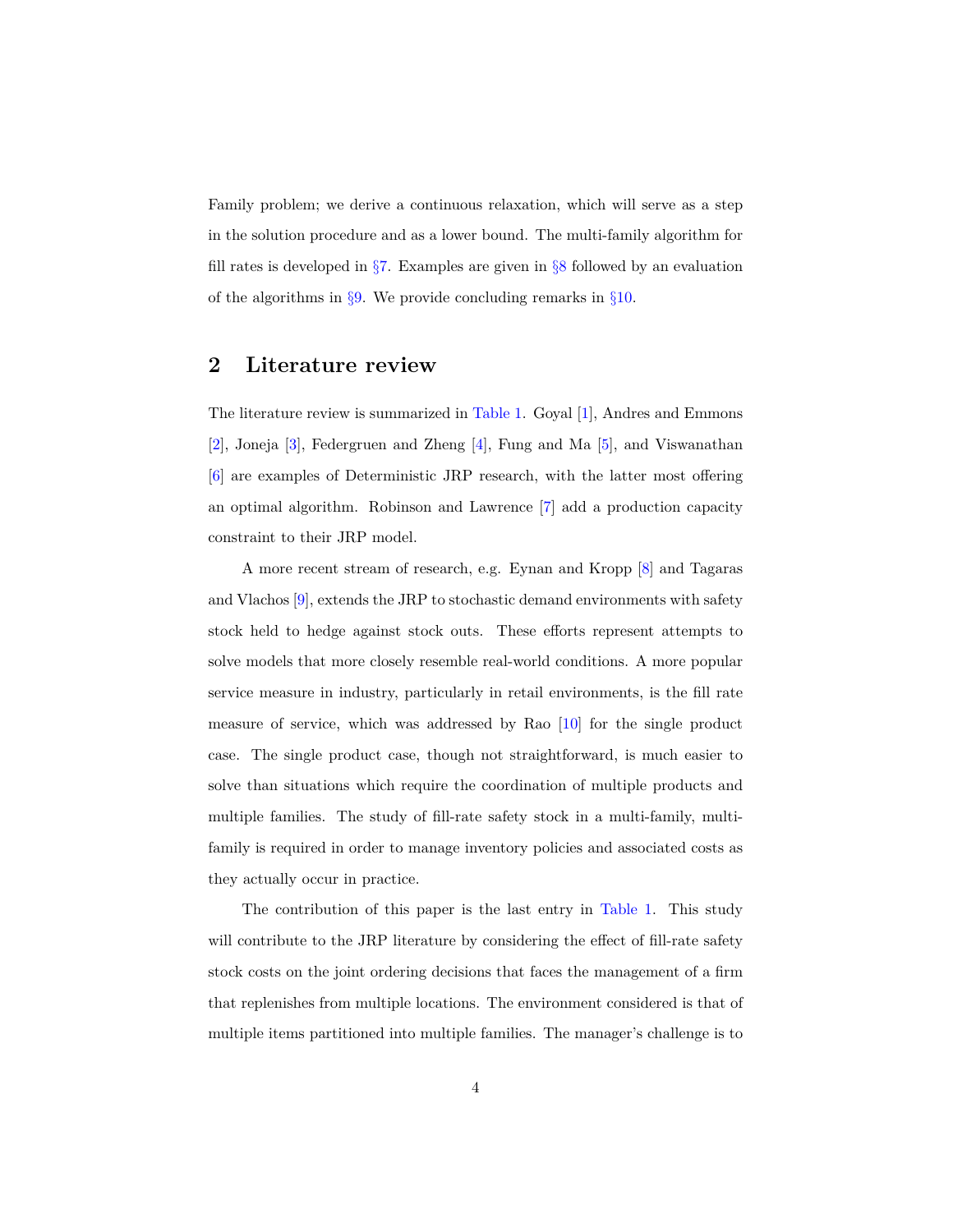Family problem; we derive a continuous relaxation, which will serve as a step in the solution procedure and as a lower bound. The multi-family algorithm for fill rates is developed in §7. Examples are given in §8 followed by an evaluation of the algorithms in §9. We provide concluding remarks in §10.

## 2 Literature review

The literature review is summarized in Table 1. Goyal [1], Andres and Emmons [2], Joneja [3], Federgruen and Zheng [4], Fung and Ma [5], and Viswanathan [6] are examples of Deterministic JRP research, with the latter most offering an optimal algorithm. Robinson and Lawrence [7] add a production capacity constraint to their JRP model.

A more recent stream of research, e.g. Eynan and Kropp [8] and Tagaras and Vlachos [9], extends the JRP to stochastic demand environments with safety stock held to hedge against stock outs. These efforts represent attempts to solve models that more closely resemble real-world conditions. A more popular service measure in industry, particularly in retail environments, is the fill rate measure of service, which was addressed by Rao [10] for the single product case. The single product case, though not straightforward, is much easier to solve than situations which require the coordination of multiple products and multiple families. The study of fill-rate safety stock in a multi-family, multi-family is required in order to manage inventory policies and associated costs as they actually occur in practice.

The contribution of this paper is the last entry in Table 1. This study will contribute to the JRP literature by considering the effect of fill-rate safety stock costs on the joint ordering decisions that faces the management of a firm that replenishes from multiple locations. The environment considered is that of multiple items partitioned into multiple families. The manager's challenge is to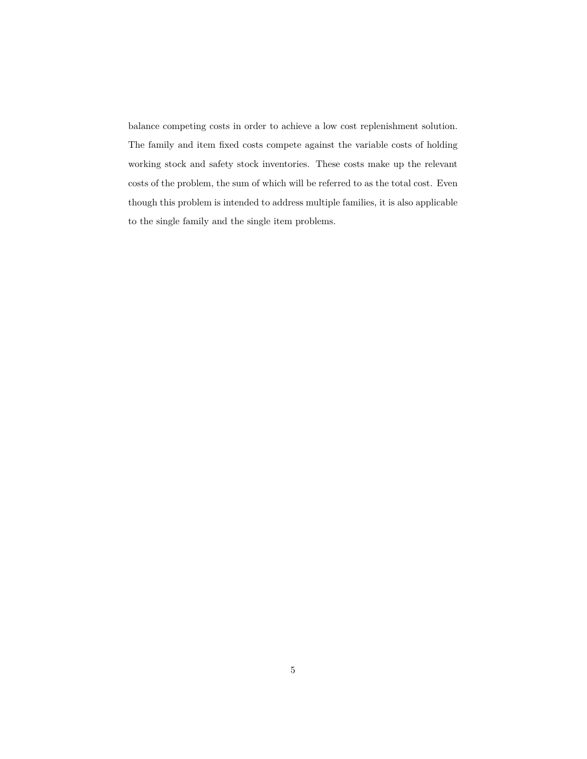balance competing costs in order to achieve a low cost replenishment solution. The family and item fixed costs compete against the variable costs of holding working stock and safety stock inventories. These costs make up the relevant costs of the problem, the sum of which will be referred to as the total cost. Even though this problem is intended to address multiple families, it is also applicable to the single family and the single item problems.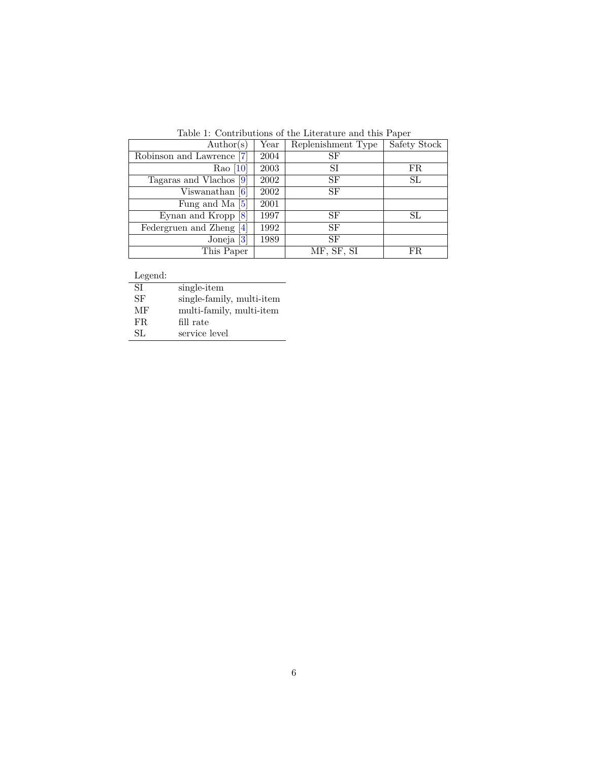Table 1: Contributions of the Literature and this Paper

| Author(s) | Year | Replenishment Type | Safety Stock |
|---|---|---|---|
| Robinson and Lawrence [7] | 2004 | SF | |
| Rao [10] | 2003 | SI | FR |
| Tagaras and Vlachos [9] | 2002 | SF | SL |
| Viswanathan [6] | 2002 | SF | |
| Fung and Ma [5] | 2001 | | |
| Eynan and Kropp [8] | 1997 | SF | SL |
| Federgruen and Zheng [4] | 1992 | SF | |
| Joneja [3] | 1989 | SF | |
| This Paper | | MF, SF, SI | FR |

Legend:

| | |
|---|---|
| SI | single-item |
| SF | single-family, multi-item |
| MF | multi-family, multi-item |
| FR | fill rate |
| SL | service level |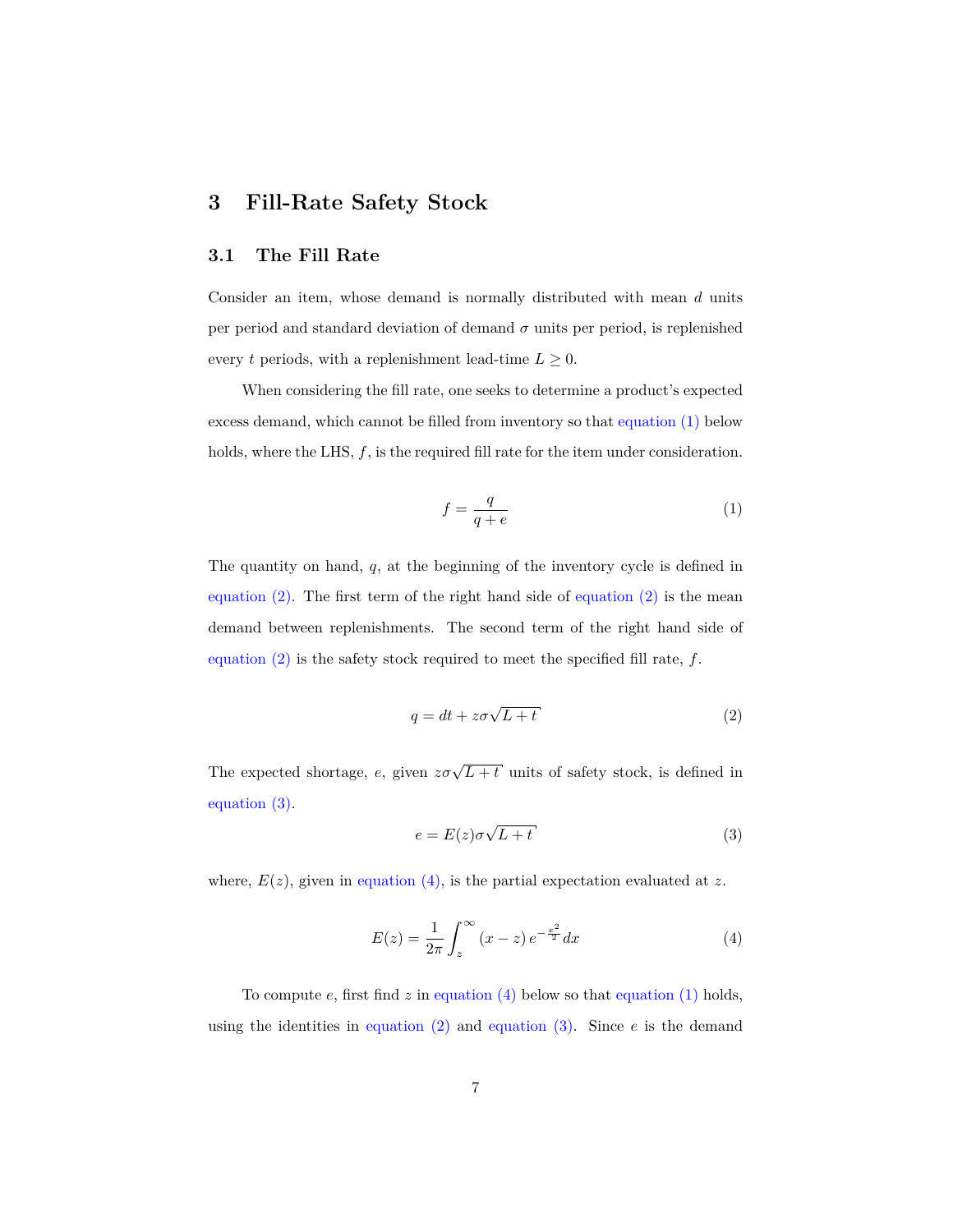# 3 Fill-Rate Safety Stock

## 3.1 The Fill Rate

Consider an item, whose demand is normally distributed with mean $d$ units per period and standard deviation of demand $\sigma$ units per period, is replenished every $t$ periods, with a replenishment lead-time $L \geq 0$.

When considering the fill rate, one seeks to determine a product's expected excess demand, which cannot be filled from inventory so that equation (1) below holds, where the LHS, $f$, is the required fill rate for the item under consideration.

$$f = \frac{q}{q + e} \tag{1}$$

The quantity on hand, $q$, at the beginning of the inventory cycle is defined in equation (2). The first term of the right hand side of equation (2) is the mean demand between replenishments. The second term of the right hand side of equation (2) is the safety stock required to meet the specified fill rate, $f$.

$$q = dt + z\sigma\sqrt{L + t} \tag{2}$$

The expected shortage, $e$, given $z\sigma\sqrt{L + t}$ units of safety stock, is defined in equation (3).

$$e = E(z)\sigma\sqrt{L + t} \tag{3}$$

where, $E(z)$, given in equation (4), is the partial expectation evaluated at $z$.

$$E(z) = \frac{1}{2\pi}\int_{z}^{\infty} (x - z)\, e^{-\frac{x^2}{2}} dx \tag{4}$$

To compute $e$, first find $z$ in equation (4) below so that equation (1) holds, using the identities in equation (2) and equation (3). Since $e$ is the demand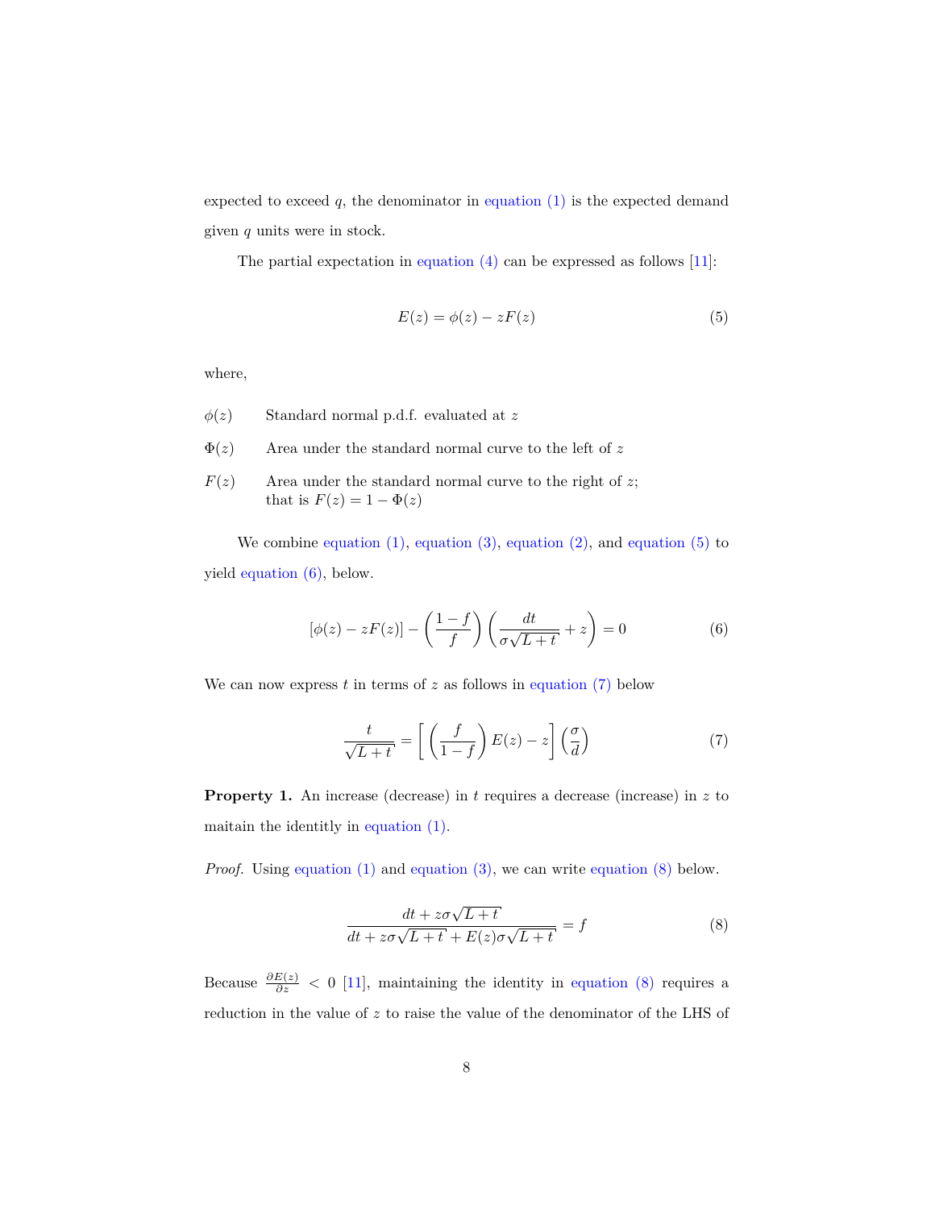expected to exceed $q$, the denominator in equation (1) is the expected demand given $q$ units were in stock.

The partial expectation in equation (4) can be expressed as follows [11]:

$$E(z) = \phi(z) - zF(z) \tag{5}$$

where,

| | |
|---|---|
| $\phi(z)$ | Standard normal p.d.f. evaluated at $z$ |
| $\Phi(z)$ | Area under the standard normal curve to the left of $z$ |
| $F(z)$ | Area under the standard normal curve to the right of $z$; that is $F(z) = 1 - \Phi(z)$ |

We combine equation (1), equation (3), equation (2), and equation (5) to yield equation (6), below.

$$[\phi(z) - zF(z)] - \left(\frac{1-f}{f}\right)\left(\frac{dt}{\sigma\sqrt{L+t}} + z\right) = 0 \tag{6}$$

We can now express $t$ in terms of $z$ as follows in equation (7) below

$$\frac{t}{\sqrt{L+t}} = \left[\left(\frac{f}{1-f}\right)E(z) - z\right]\left(\frac{\sigma}{d}\right) \tag{7}$$

**Property 1.** An increase (decrease) in $t$ requires a decrease (increase) in $z$ to maitain the identitly in equation (1).

*Proof.* Using equation (1) and equation (3), we can write equation (8) below.

$$\frac{dt + z\sigma\sqrt{L+t}}{dt + z\sigma\sqrt{L+t} + E(z)\sigma\sqrt{L+t}} = f \tag{8}$$

Because $\frac{\partial E(z)}{\partial z} < 0$ [11], maintaining the identity in equation (8) requires a reduction in the value of $z$ to raise the value of the denominator of the LHS of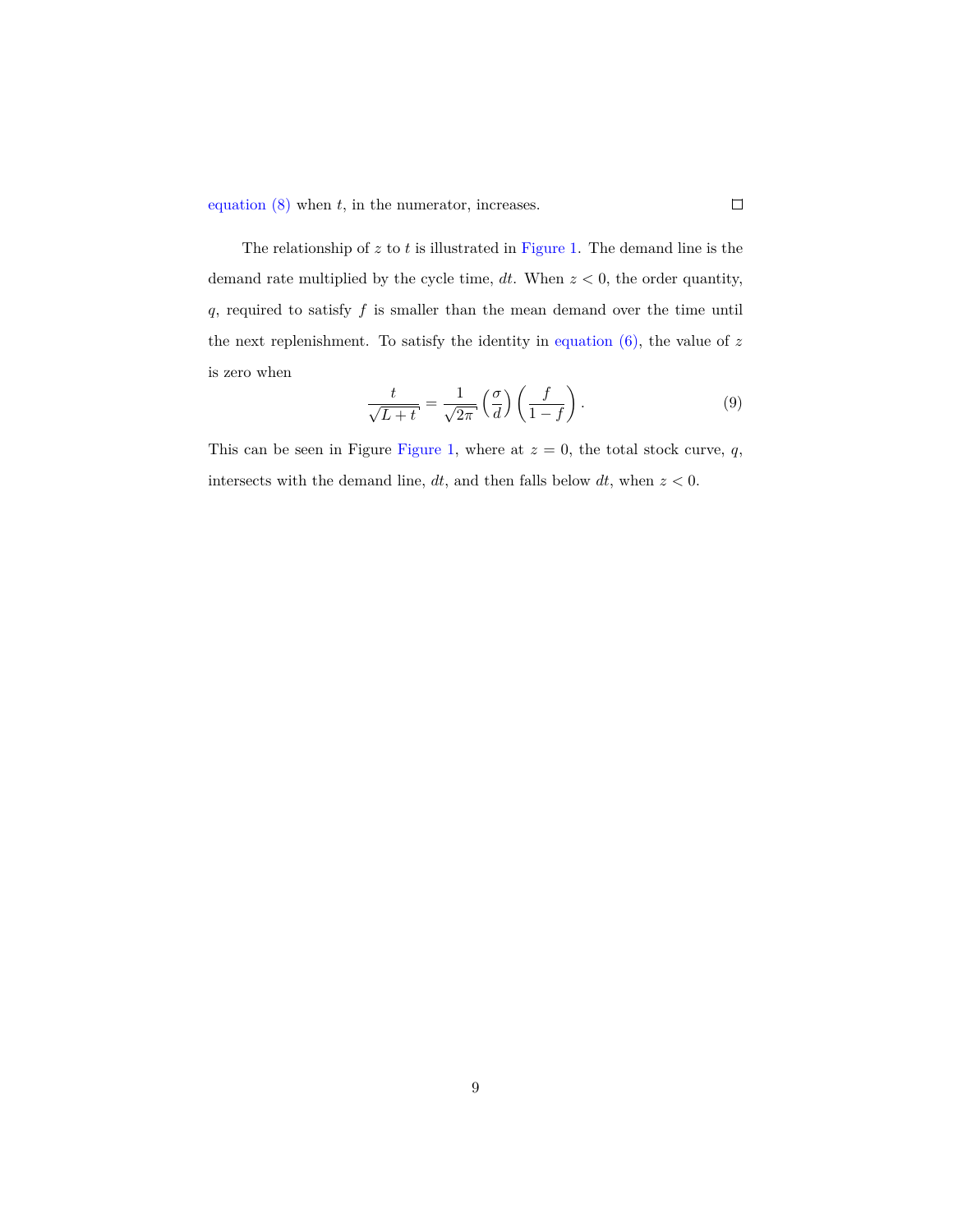equation (8) when $t$, in the numerator, increases. $\square$

The relationship of $z$ to $t$ is illustrated in Figure 1. The demand line is the demand rate multiplied by the cycle time, $dt$. When $z < 0$, the order quantity, $q$, required to satisfy $f$ is smaller than the mean demand over the time until the next replenishment. To satisfy the identity in equation (6), the value of $z$ is zero when

$$\frac{t}{\sqrt{L+t}} = \frac{1}{\sqrt{2\pi}} \left(\frac{\sigma}{d}\right) \left(\frac{f}{1-f}\right). \tag{9}$$

This can be seen in Figure Figure 1, where at $z = 0$, the total stock curve, $q$, intersects with the demand line, $dt$, and then falls below $dt$, when $z < 0$.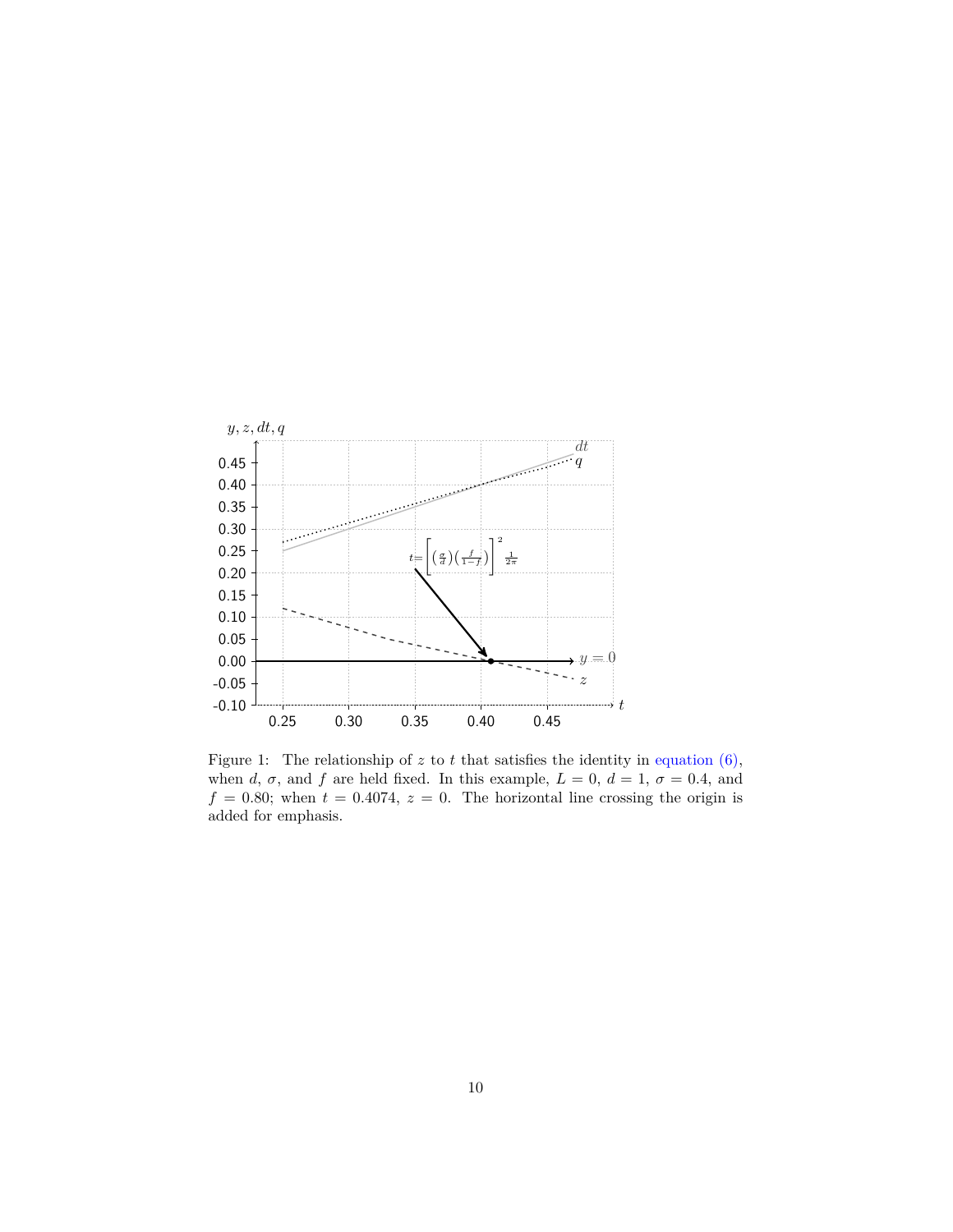Figure 1: The relationship of $z$ to $t$ that satisfies the identity in equation (6), when $d$, $\sigma$, and $f$ are held fixed. In this example, $L = 0$, $d = 1$, $\sigma = 0.4$, and $f = 0.80$; when $t = 0.4074$, $z = 0$. The horizontal line crossing the origin is added for emphasis.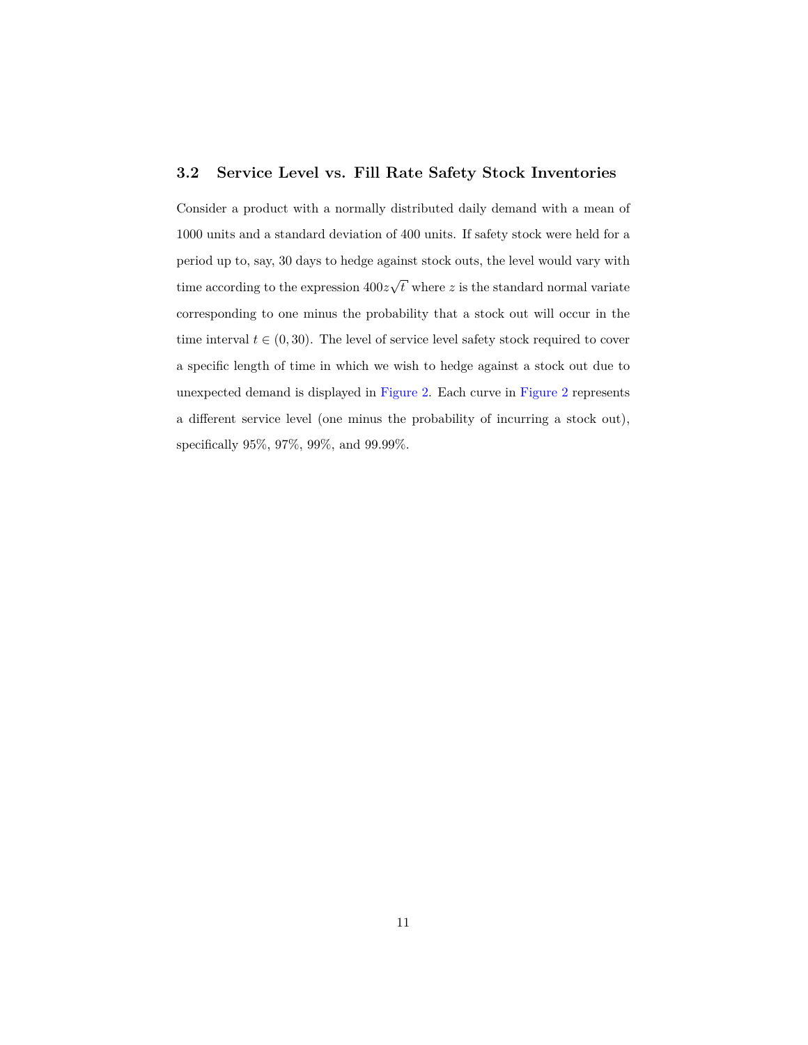### 3.2 Service Level vs. Fill Rate Safety Stock Inventories

Consider a product with a normally distributed daily demand with a mean of 1000 units and a standard deviation of 400 units. If safety stock were held for a period up to, say, 30 days to hedge against stock outs, the level would vary with time according to the expression $400z\sqrt{t}$ where $z$ is the standard normal variate corresponding to one minus the probability that a stock out will occur in the time interval $t \in (0, 30)$. The level of service level safety stock required to cover a specific length of time in which we wish to hedge against a stock out due to unexpected demand is displayed in Figure 2. Each curve in Figure 2 represents a different service level (one minus the probability of incurring a stock out), specifically 95%, 97%, 99%, and 99.99%.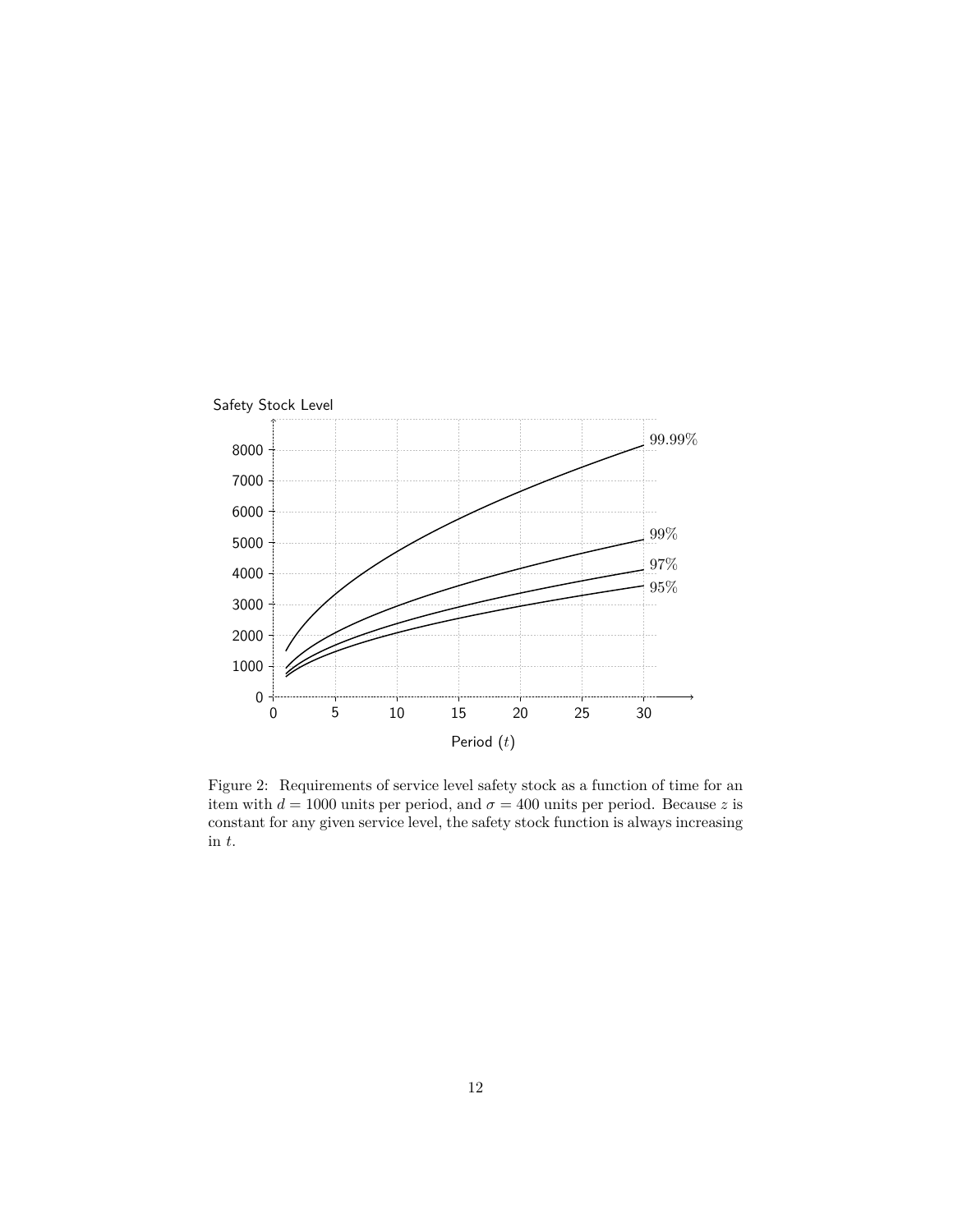Figure 2: Requirements of service level safety stock as a function of time for an item with $d = 1000$ units per period, and $\sigma = 400$ units per period. Because $z$ is constant for any given service level, the safety stock function is always increasing in $t$.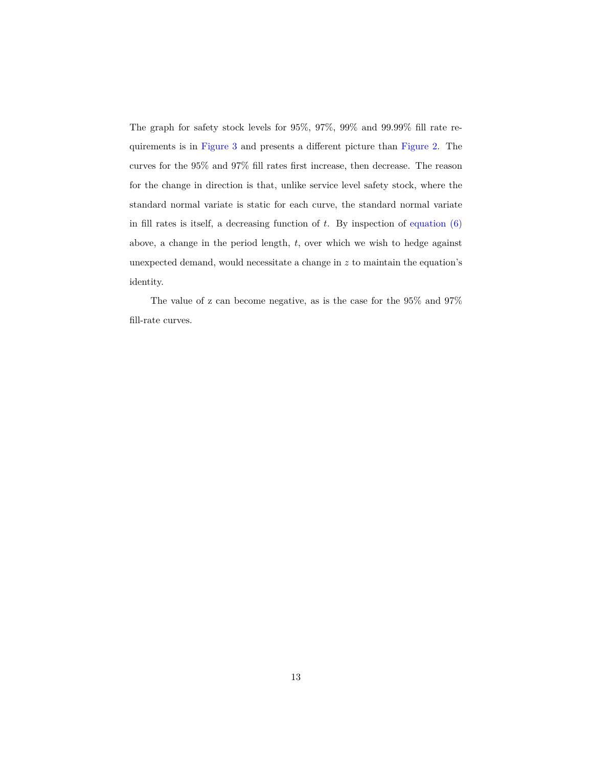The graph for safety stock levels for 95%, 97%, 99% and 99.99% fill rate requirements is in Figure 3 and presents a different picture than Figure 2. The curves for the 95% and 97% fill rates first increase, then decrease. The reason for the change in direction is that, unlike service level safety stock, where the standard normal variate is static for each curve, the standard normal variate in fill rates is itself, a decreasing function of $t$. By inspection of equation (6) above, a change in the period length, $t$, over which we wish to hedge against unexpected demand, would necessitate a change in $z$ to maintain the equation's identity.

The value of z can become negative, as is the case for the 95% and 97% fill-rate curves.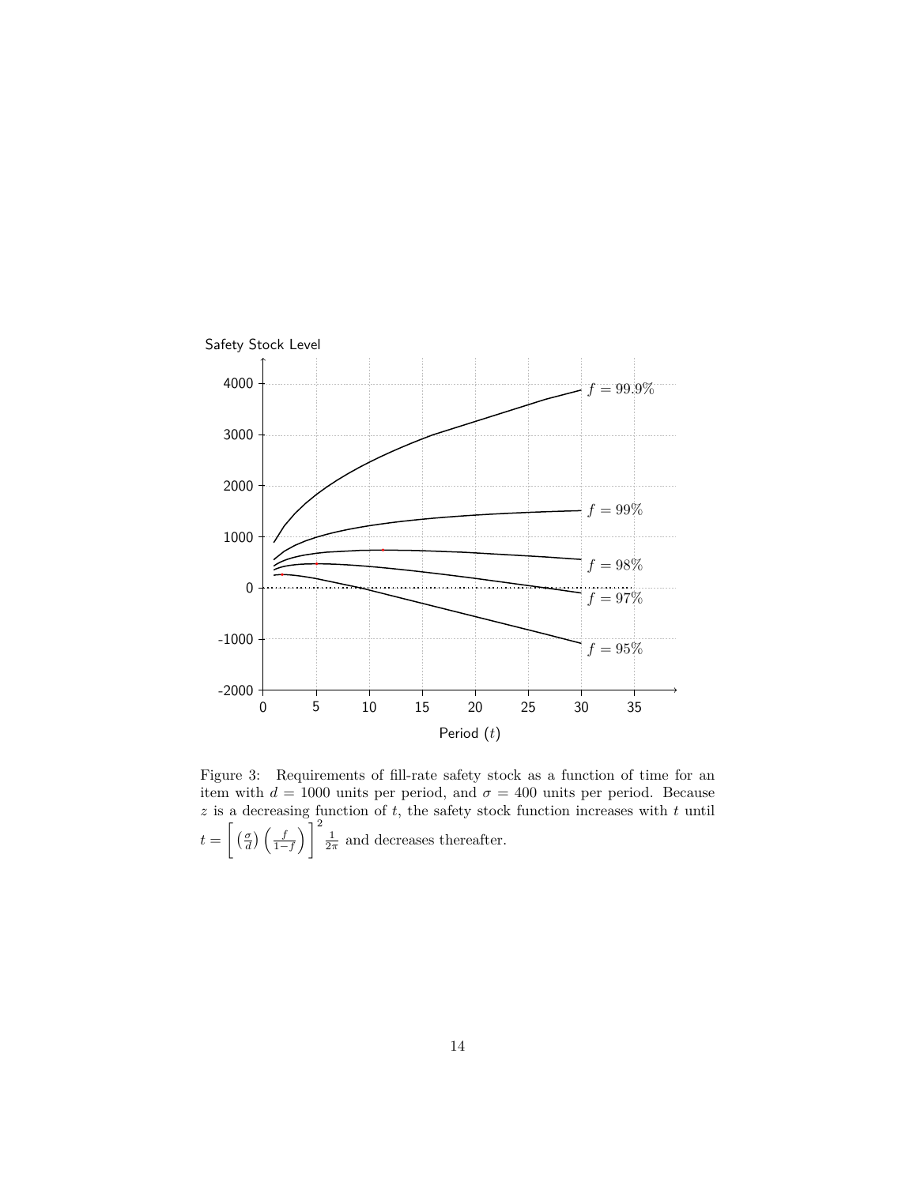Figure 3: Requirements of fill-rate safety stock as a function of time for an item with $d = 1000$ units per period, and $\sigma = 400$ units per period. Because $z$ is a decreasing function of $t$, the safety stock function increases with $t$ until $t = \left[ \left(\frac{\sigma}{d}\right) \left(\frac{f}{1-f}\right) \right]^2 \frac{1}{2\pi}$ and decreases thereafter.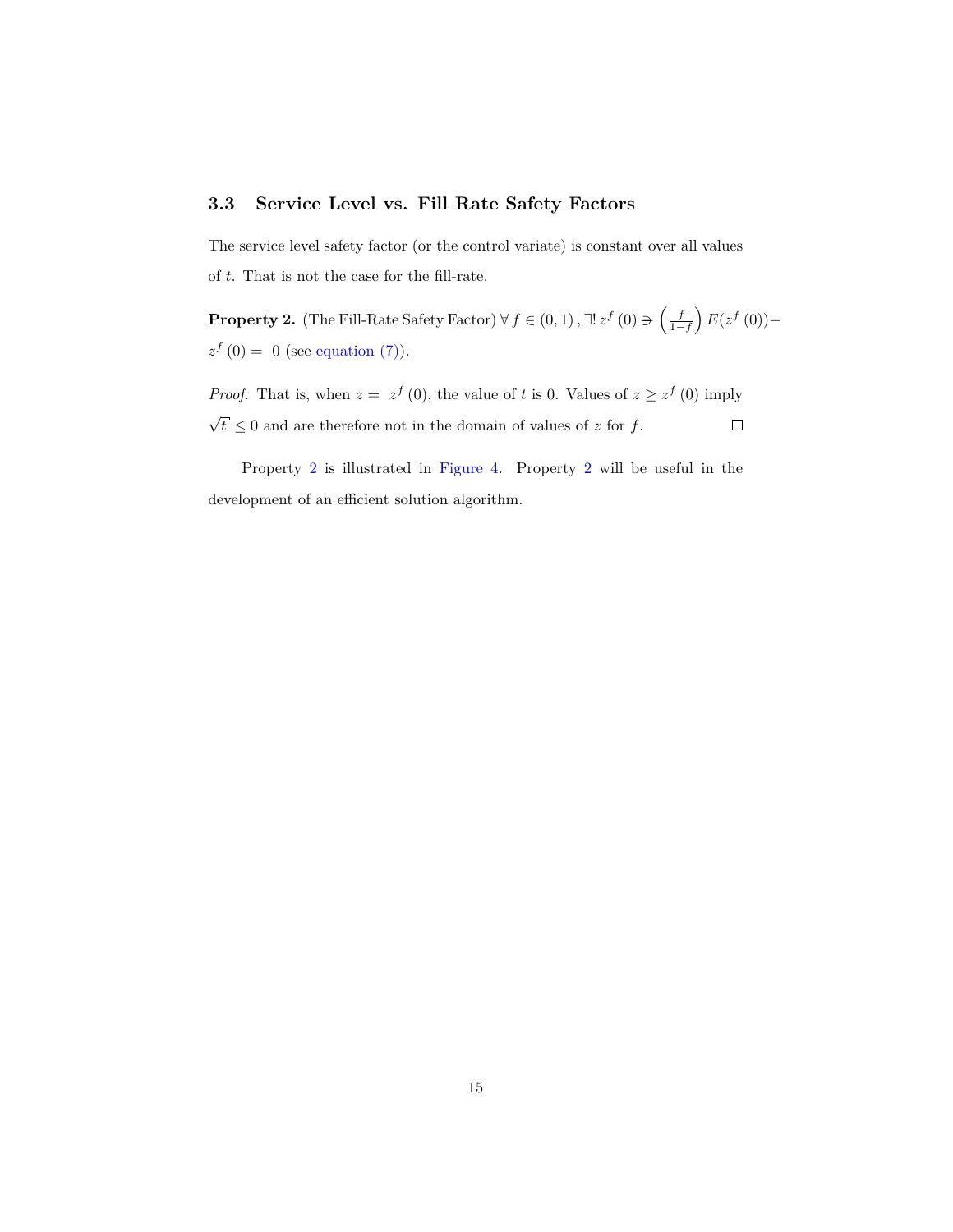### 3.3 Service Level vs. Fill Rate Safety Factors

The service level safety factor (or the control variate) is constant over all values of $t$. That is not the case for the fill-rate.

**Property 2.** (The Fill-Rate Safety Factor) $\forall\, f \in (0,1)\,, \exists!\, z^f\,(0) \ni \left(\frac{f}{1-f}\right) E(z^f\,(0)) - z^f\,(0) =\; 0$ (see equation (7)).

*Proof.* That is, when $z =\; z^f\,(0)$, the value of $t$ is 0. Values of $z \geq z^f\,(0)$ imply $\sqrt{t} \leq 0$ and are therefore not in the domain of values of $z$ for $f$. □

Property 2 is illustrated in Figure 4. Property 2 will be useful in the development of an efficient solution algorithm.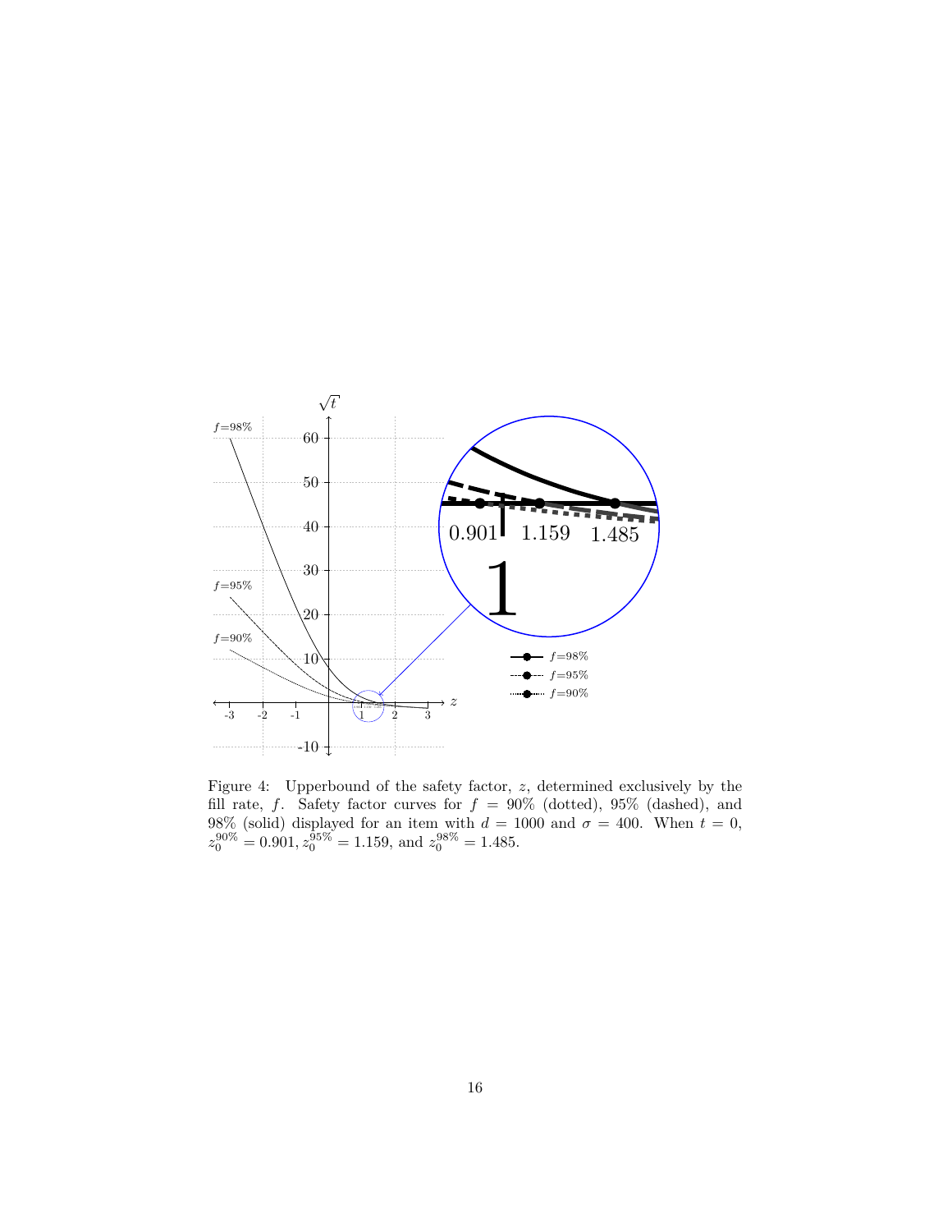Figure 4: Upperbound of the safety factor, $z$, determined exclusively by the fill rate, $f$. Safety factor curves for $f = 90\%$ (dotted), 95% (dashed), and 98% (solid) displayed for an item with $d = 1000$ and $\sigma = 400$. When $t = 0$, $z_0^{90\%} = 0.901, z_0^{95\%} = 1.159$, and $z_0^{98\%} = 1.485$.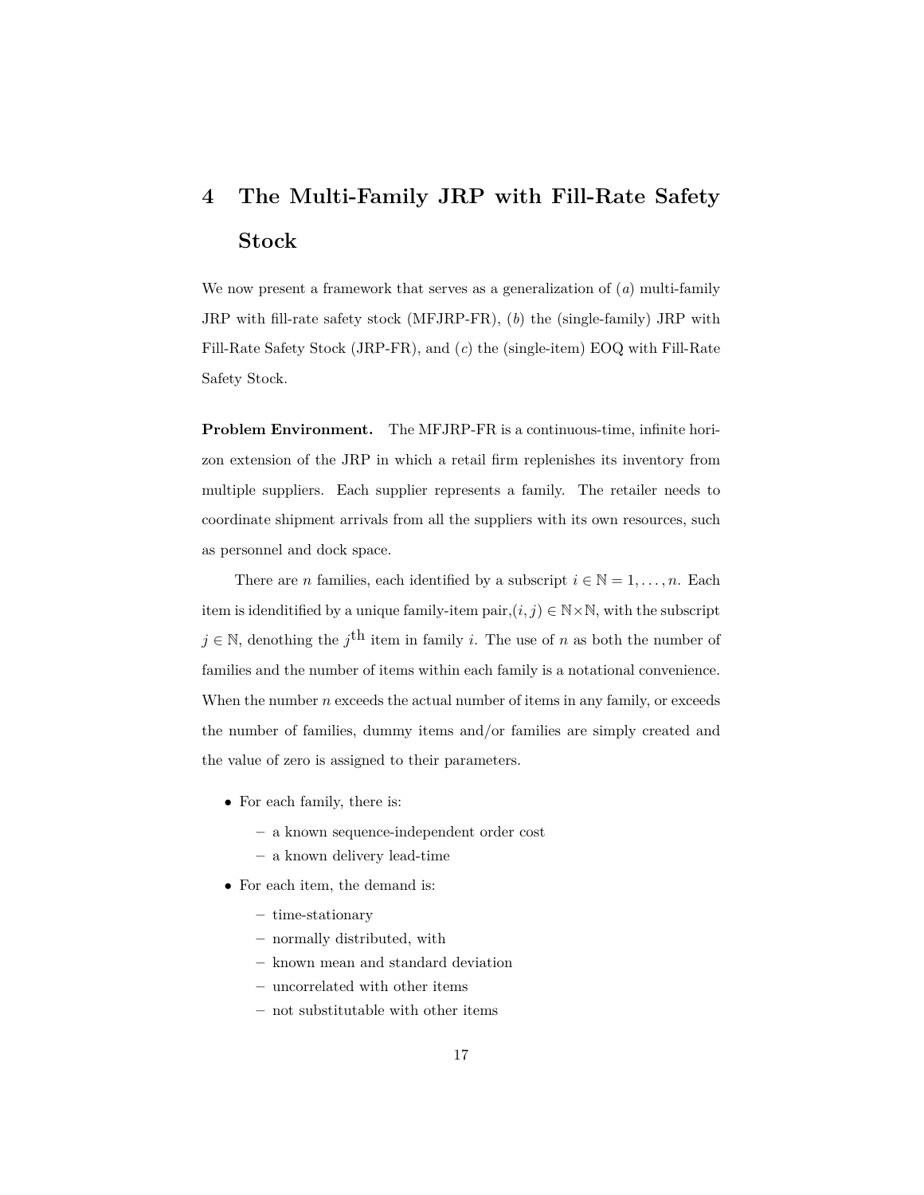# 4 The Multi-Family JRP with Fill-Rate Safety Stock

We now present a framework that serves as a generalization of (*a*) multi-family JRP with fill-rate safety stock (MFJRP-FR), (*b*) the (single-family) JRP with Fill-Rate Safety Stock (JRP-FR), and (*c*) the (single-item) EOQ with Fill-Rate Safety Stock.

**Problem Environment.** The MFJRP-FR is a continuous-time, infinite horizon extension of the JRP in which a retail firm replenishes its inventory from multiple suppliers. Each supplier represents a family. The retailer needs to coordinate shipment arrivals from all the suppliers with its own resources, such as personnel and dock space.

There are $n$ families, each identified by a subscript $i \in \mathbb{N} = 1, \ldots, n$. Each item is idenditified by a unique family-item pair,$(i, j) \in \mathbb{N} \times \mathbb{N}$, with the subscript $j \in \mathbb{N}$, denothing the $j^{\text{th}}$ item in family $i$. The use of $n$ as both the number of families and the number of items within each family is a notational convenience. When the number $n$ exceeds the actual number of items in any family, or exceeds the number of families, dummy items and/or families are simply created and the value of zero is assigned to their parameters.

- For each family, there is:
  - a known sequence-independent order cost
  - a known delivery lead-time
- For each item, the demand is:
  - time-stationary
  - normally distributed, with
  - known mean and standard deviation
  - uncorrelated with other items
  - not substitutable with other items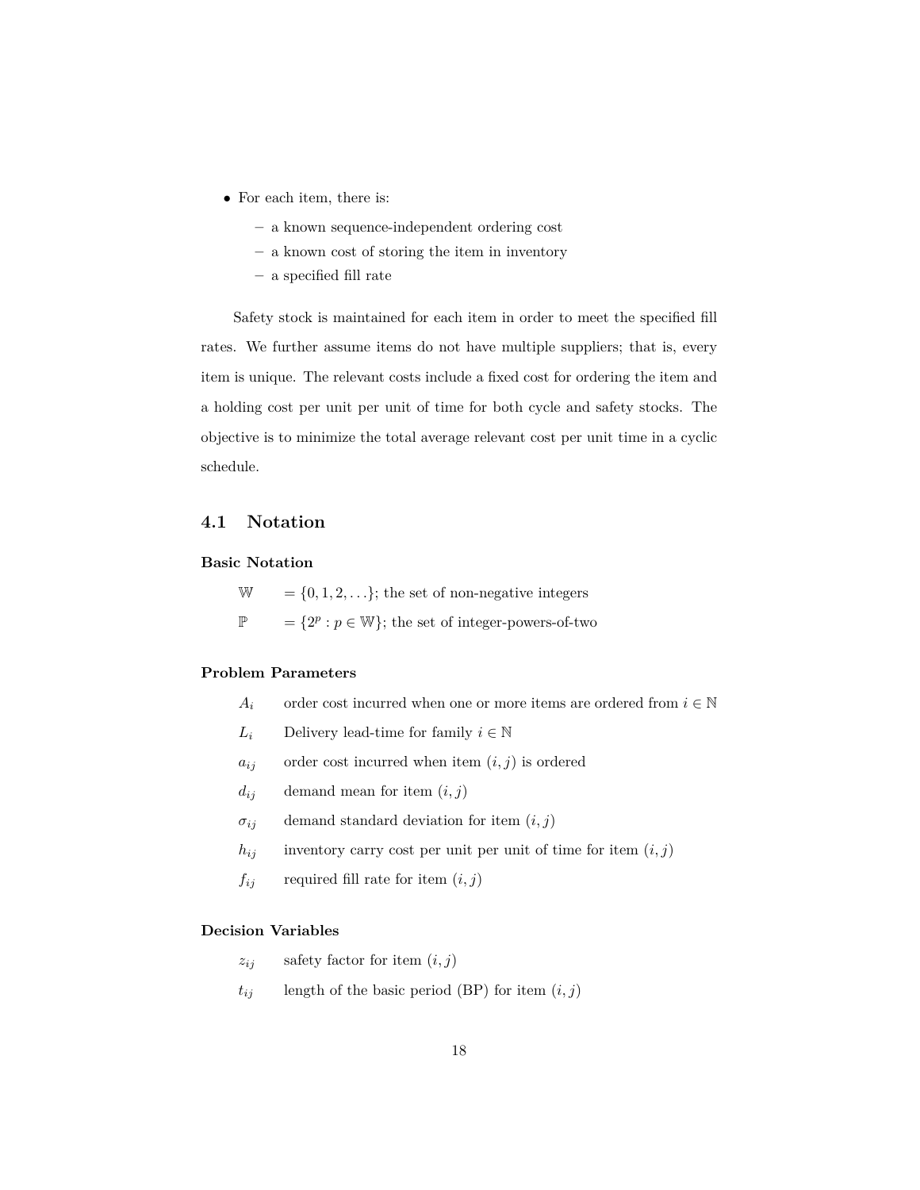- For each item, there is:
  - a known sequence-independent ordering cost
  - a known cost of storing the item in inventory
  - a specified fill rate

Safety stock is maintained for each item in order to meet the specified fill rates. We further assume items do not have multiple suppliers; that is, every item is unique. The relevant costs include a fixed cost for ordering the item and a holding cost per unit per unit of time for both cycle and safety stocks. The objective is to minimize the total average relevant cost per unit time in a cyclic schedule.

## 4.1 Notation

**Basic Notation**

$\mathbb{W}$ $= \{0, 1, 2, \ldots\}$; the set of non-negative integers

$\mathbb{P}$ $= \{2^p : p \in \mathbb{W}\}$; the set of integer-powers-of-two

**Problem Parameters**

$A_i$ order cost incurred when one or more items are ordered from $i \in \mathbb{N}$

$L_i$ Delivery lead-time for family $i \in \mathbb{N}$

$a_{ij}$ order cost incurred when item $(i, j)$ is ordered

$d_{ij}$ demand mean for item $(i, j)$

$\sigma_{ij}$ demand standard deviation for item $(i, j)$

$h_{ij}$ inventory carry cost per unit per unit of time for item $(i, j)$

$f_{ij}$ required fill rate for item $(i, j)$

**Decision Variables**

$z_{ij}$ safety factor for item $(i, j)$

$t_{ij}$ length of the basic period (BP) for item $(i, j)$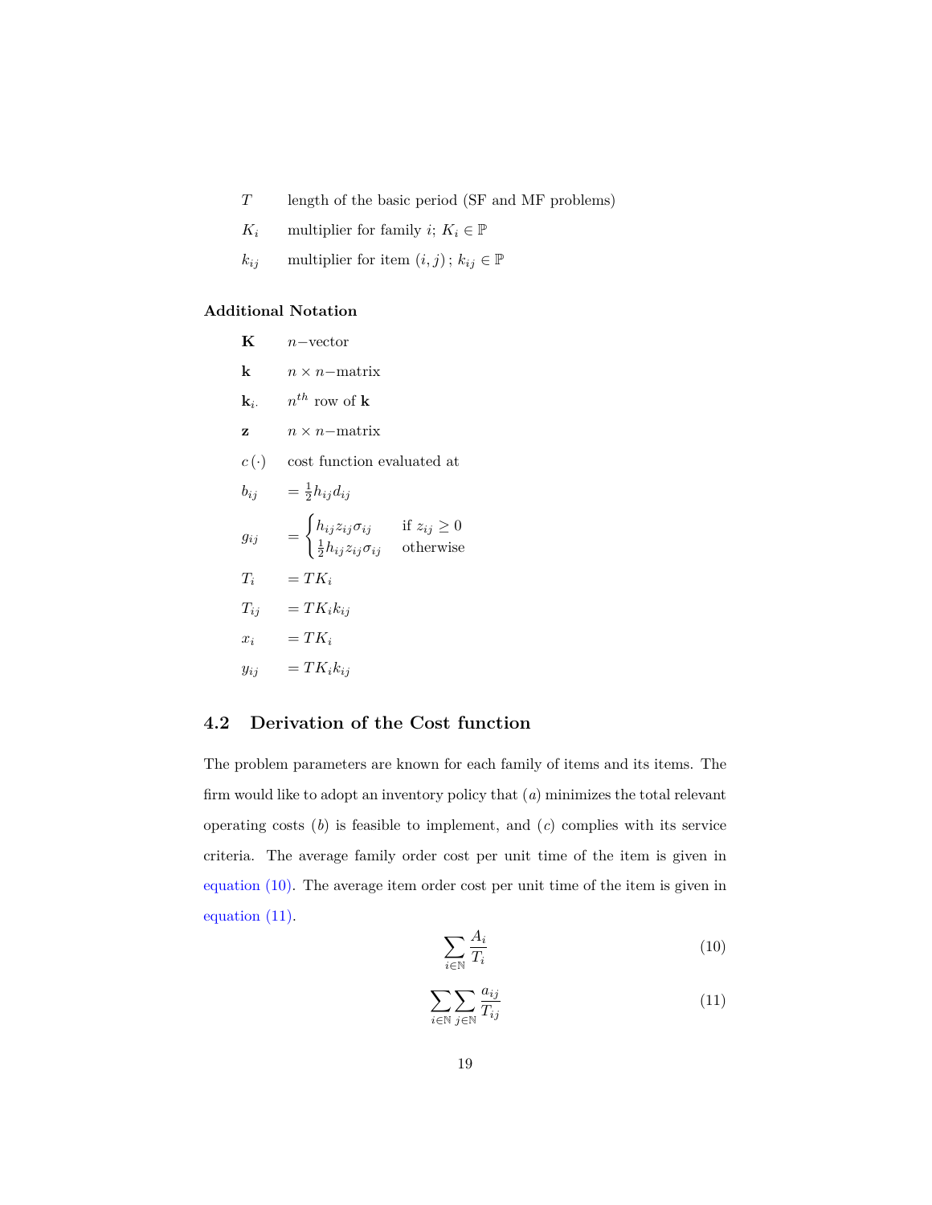| | |
|---|---|
| $T$ | length of the basic period (SF and MF problems) |
| $K_i$ | multiplier for family $i$; $K_i \in \mathbb{P}$ |
| $k_{ij}$ | multiplier for item $(i,j)$; $k_{ij} \in \mathbb{P}$ |

**Additional Notation**

| | |
|---|---|
| $\mathbf{K}$ | $n-$vector |
| $\mathbf{k}$ | $n \times n-$matrix |
| $\mathbf{k}_{i\cdot}$ | $n^{th}$ row of $\mathbf{k}$ |
| $\mathbf{z}$ | $n \times n-$matrix |
| $c(\cdot)$ | cost function evaluated at |
| $b_{ij}$ | $= \frac{1}{2} h_{ij} d_{ij}$ |
| $g_{ij}$ | $= \begin{cases} h_{ij} z_{ij} \sigma_{ij} & \text{if } z_{ij} \geq 0 \\ \frac{1}{2} h_{ij} z_{ij} \sigma_{ij} & \text{otherwise} \end{cases}$ |
| $T_i$ | $= T K_i$ |
| $T_{ij}$ | $= T K_i k_{ij}$ |
| $x_i$ | $= T K_i$ |
| $y_{ij}$ | $= T K_i k_{ij}$ |

## 4.2 Derivation of the Cost function

The problem parameters are known for each family of items and its items. The firm would like to adopt an inventory policy that ($a$) minimizes the total relevant operating costs ($b$) is feasible to implement, and ($c$) complies with its service criteria. The average family order cost per unit time of the item is given in equation (10). The average item order cost per unit time of the item is given in equation (11).

$$\sum_{i \in \mathbb{N}} \frac{A_i}{T_i} \tag{10}$$

$$\sum_{i \in \mathbb{N}} \sum_{j \in \mathbb{N}} \frac{a_{ij}}{T_{ij}} \tag{11}$$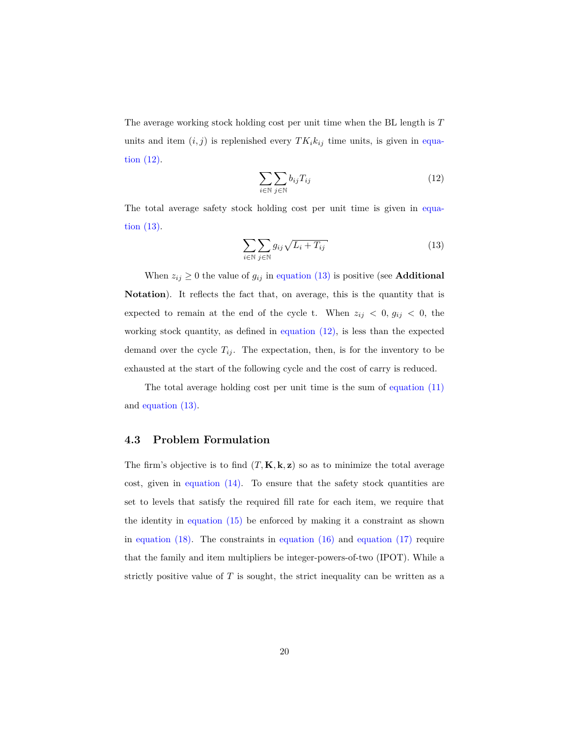The average working stock holding cost per unit time when the BL length is $T$ units and item $(i, j)$ is replenished every $TK_i k_{ij}$ time units, is given in equation (12).

$$\sum_{i \in \mathbb{N}} \sum_{j \in \mathbb{N}} b_{ij} T_{ij} \tag{12}$$

The total average safety stock holding cost per unit time is given in equation (13).

$$\sum_{i \in \mathbb{N}} \sum_{j \in \mathbb{N}} g_{ij} \sqrt{L_i + T_{ij}} \tag{13}$$

When $z_{ij} \geq 0$ the value of $g_{ij}$ in equation (13) is positive (see **Additional Notation**). It reflects the fact that, on average, this is the quantity that is expected to remain at the end of the cycle t. When $z_{ij} < 0$, $g_{ij} < 0$, the working stock quantity, as defined in equation (12), is less than the expected demand over the cycle $T_{ij}$. The expectation, then, is for the inventory to be exhausted at the start of the following cycle and the cost of carry is reduced.

The total average holding cost per unit time is the sum of equation (11) and equation (13).

### 4.3 Problem Formulation

The firm's objective is to find $(T, \mathbf{K}, \mathbf{k}, \mathbf{z})$ so as to minimize the total average cost, given in equation (14). To ensure that the safety stock quantities are set to levels that satisfy the required fill rate for each item, we require that the identity in equation (15) be enforced by making it a constraint as shown in equation (18). The constraints in equation (16) and equation (17) require that the family and item multipliers be integer-powers-of-two (IPOT). While a strictly positive value of $T$ is sought, the strict inequality can be written as a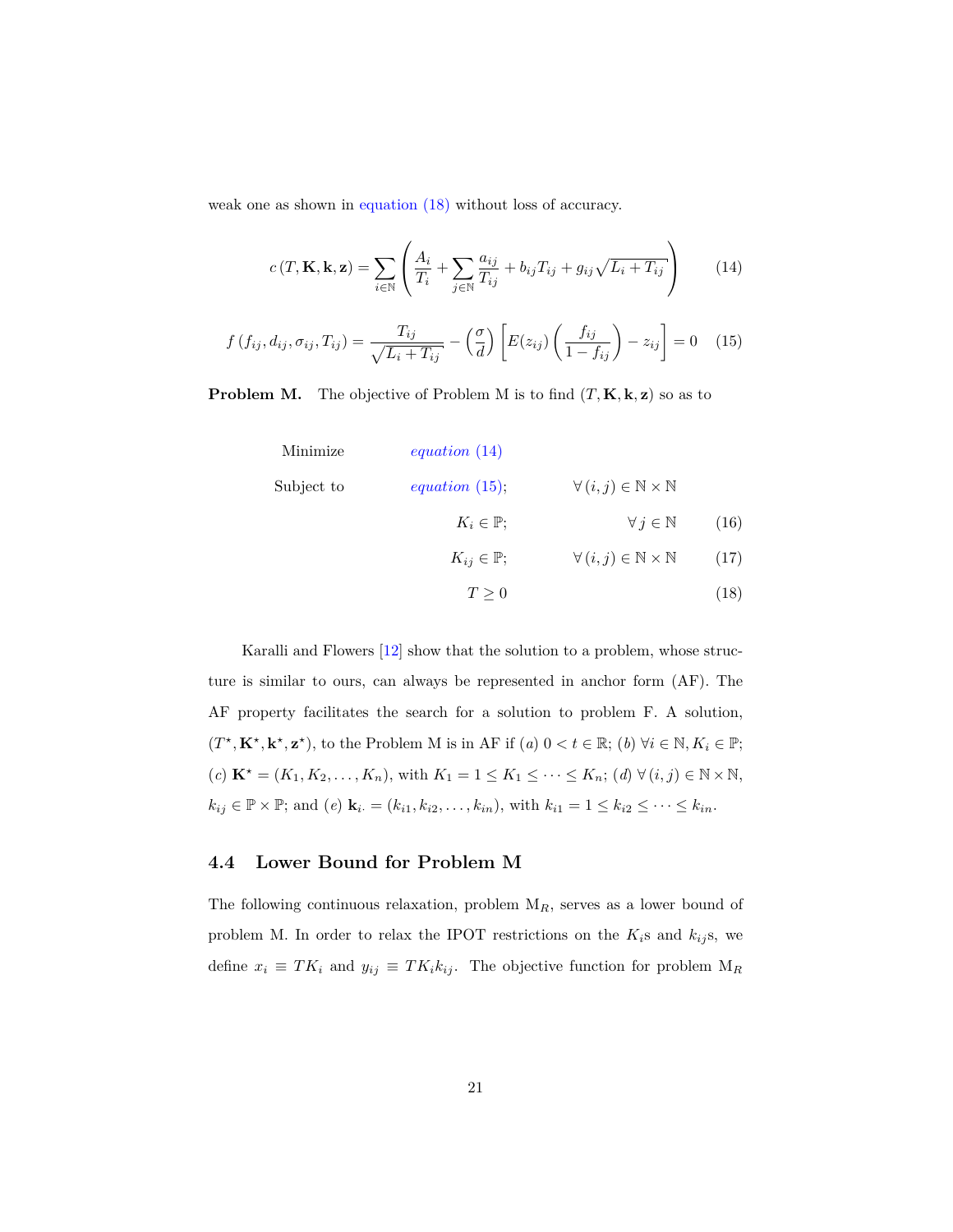weak one as shown in equation (18) without loss of accuracy.

$$c\left(T, \mathbf{K}, \mathbf{k}, \mathbf{z}\right) = \sum_{i \in \mathbb{N}} \left( \frac{A_i}{T_i} + \sum_{j \in \mathbb{N}} \frac{a_{ij}}{T_{ij}} + b_{ij} T_{ij} + g_{ij} \sqrt{L_i + T_{ij}} \right) \tag{14}$$

$$f\left(f_{ij}, d_{ij}, \sigma_{ij}, T_{ij}\right) = \frac{T_{ij}}{\sqrt{L_i + T_{ij}}} - \left(\frac{\sigma}{d}\right) \left[ E(z_{ij}) \left( \frac{f_{ij}}{1 - f_{ij}} \right) - z_{ij} \right] = 0 \tag{15}$$

**Problem M.** The objective of Problem M is to find $(T, \mathbf{K}, \mathbf{k}, \mathbf{z})$ so as to

$$
\begin{array}{llll}
\text{Minimize} & \textit{equation (14)} & & \\
\text{Subject to} & \textit{equation (15)}; & \forall\,(i,j) \in \mathbb{N} \times \mathbb{N} & \\
 & K_i \in \mathbb{P}; & \forall\, j \in \mathbb{N} & (16) \\
 & K_{ij} \in \mathbb{P}; & \forall\,(i,j) \in \mathbb{N} \times \mathbb{N} & (17) \\
 & T \geq 0 & & (18)
\end{array}
$$

Karalli and Flowers [12] show that the solution to a problem, whose structure is similar to ours, can always be represented in anchor form (AF). The AF property facilitates the search for a solution to problem F. A solution, $(T^\star, \mathbf{K}^\star, \mathbf{k}^\star, \mathbf{z}^\star)$, to the Problem M is in AF if $(a)$ $0 < t \in \mathbb{R}$; $(b)$ $\forall i \in \mathbb{N}, K_i \in \mathbb{P}$; $(c)$ $\mathbf{K}^\star = (K_1, K_2, \ldots, K_n)$, with $K_1 = 1 \leq K_1 \leq \cdots \leq K_n$; $(d)$ $\forall\,(i,j) \in \mathbb{N} \times \mathbb{N}$, $k_{ij} \in \mathbb{P} \times \mathbb{P}$; and $(e)$ $\mathbf{k}_{i\cdot} = (k_{i1}, k_{i2}, \ldots, k_{in})$, with $k_{i1} = 1 \leq k_{i2} \leq \cdots \leq k_{in}$.

### 4.4 Lower Bound for Problem M

The following continuous relaxation, problem $\text{M}_R$, serves as a lower bound of problem M. In order to relax the IPOT restrictions on the $K_i$s and $k_{ij}$s, we define $x_i \equiv TK_i$ and $y_{ij} \equiv TK_i k_{ij}$. The objective function for problem $\text{M}_R$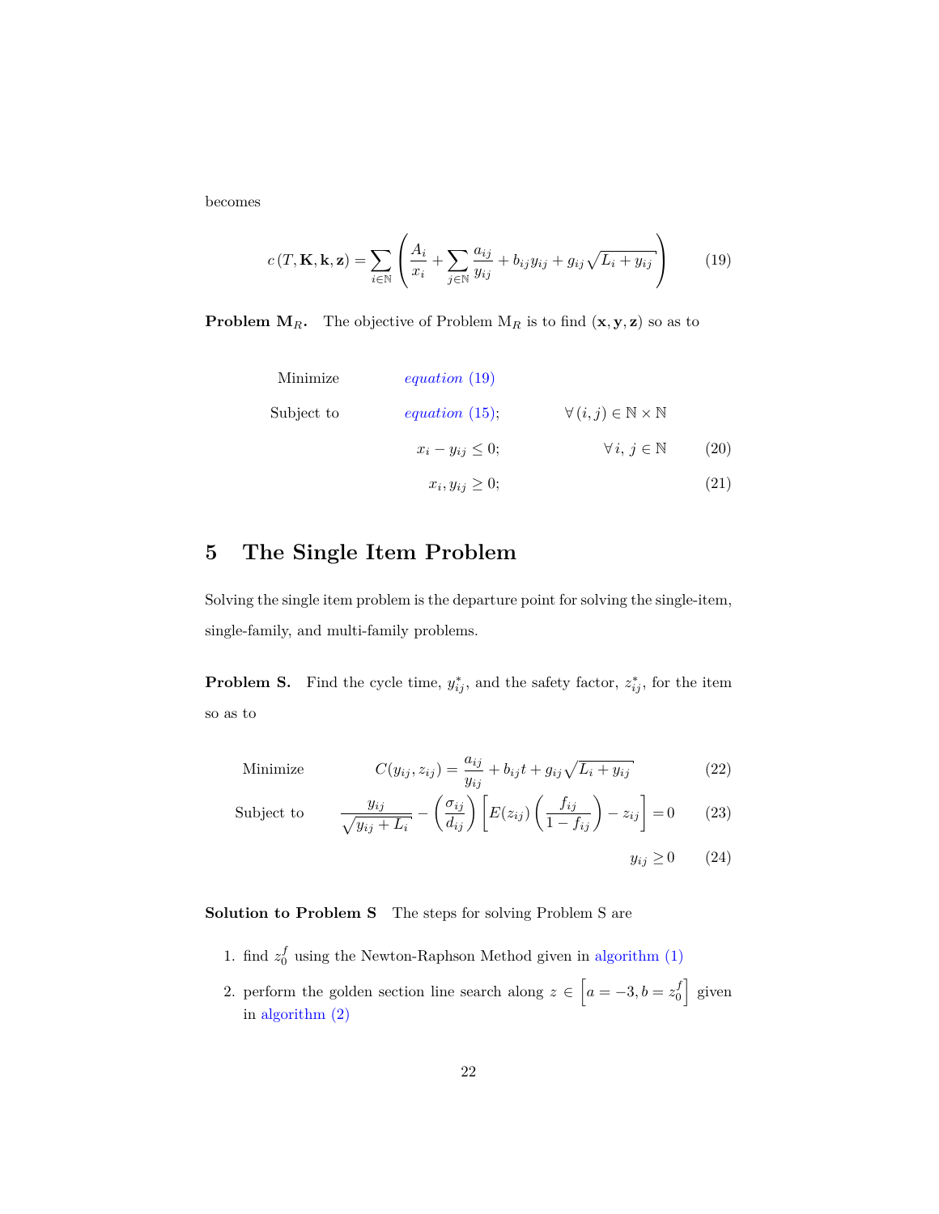becomes

$$c\left(T, \mathbf{K}, \mathbf{k}, \mathbf{z}\right) = \sum_{i \in \mathbb{N}} \left( \frac{A_i}{x_i} + \sum_{j \in \mathbb{N}} \frac{a_{ij}}{y_{ij}} + b_{ij} y_{ij} + g_{ij} \sqrt{L_i + y_{ij}} \right) \tag{19}$$

**Problem M$_R$.** The objective of Problem M$_R$ is to find $(\mathbf{x}, \mathbf{y}, \mathbf{z})$ so as to

$$
\begin{aligned}
\text{Minimize} \qquad & \textit{equation (19)} & & \\
\text{Subject to} \qquad & \textit{equation (15)}; & \forall (i, j) \in \mathbb{N} \times \mathbb{N} & \\
& x_i - y_{ij} \leq 0; & \forall i, j \in \mathbb{N} & \qquad (20) \\
& x_i, y_{ij} \geq 0; & & \qquad (21)
\end{aligned}
$$

## 5 The Single Item Problem

Solving the single item problem is the departure point for solving the single-item, single-family, and multi-family problems.

**Problem S.** Find the cycle time, $y_{ij}^*$, and the safety factor, $z_{ij}^*$, for the item so as to

$$\text{Minimize} \qquad C(y_{ij}, z_{ij}) = \frac{a_{ij}}{y_{ij}} + b_{ij} t + g_{ij} \sqrt{L_i + y_{ij}} \tag{22}$$

$$\text{Subject to} \qquad \frac{y_{ij}}{\sqrt{y_{ij} + L_i}} - \left(\frac{\sigma_{ij}}{d_{ij}}\right) \left[ E(z_{ij}) \left(\frac{f_{ij}}{1 - f_{ij}}\right) - z_{ij} \right] = 0 \tag{23}$$

$$y_{ij} \geq 0 \tag{24}$$

**Solution to Problem S** The steps for solving Problem S are

1. find $z_0^f$ using the Newton-Raphson Method given in algorithm (1)
2. perform the golden section line search along $z \in \left[a = -3, b = z_0^f\right]$ given in algorithm (2)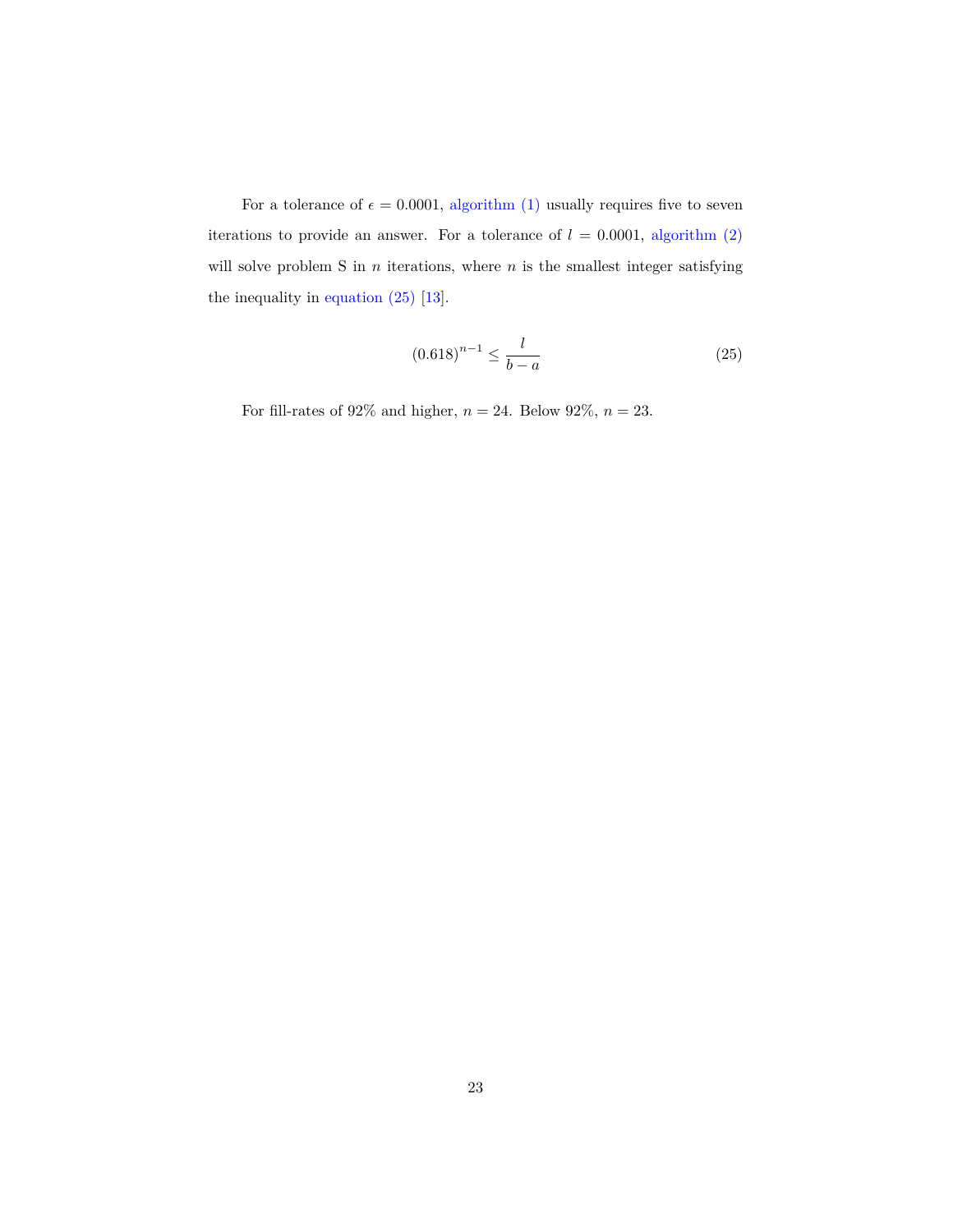For a tolerance of $\epsilon = 0.0001$, algorithm (1) usually requires five to seven iterations to provide an answer. For a tolerance of $l = 0.0001$, algorithm (2) will solve problem S in $n$ iterations, where $n$ is the smallest integer satisfying the inequality in equation (25) [13].

$$(0.618)^{n-1} \leq \frac{l}{b-a} \tag{25}$$

For fill-rates of 92% and higher, $n = 24$. Below 92%, $n = 23$.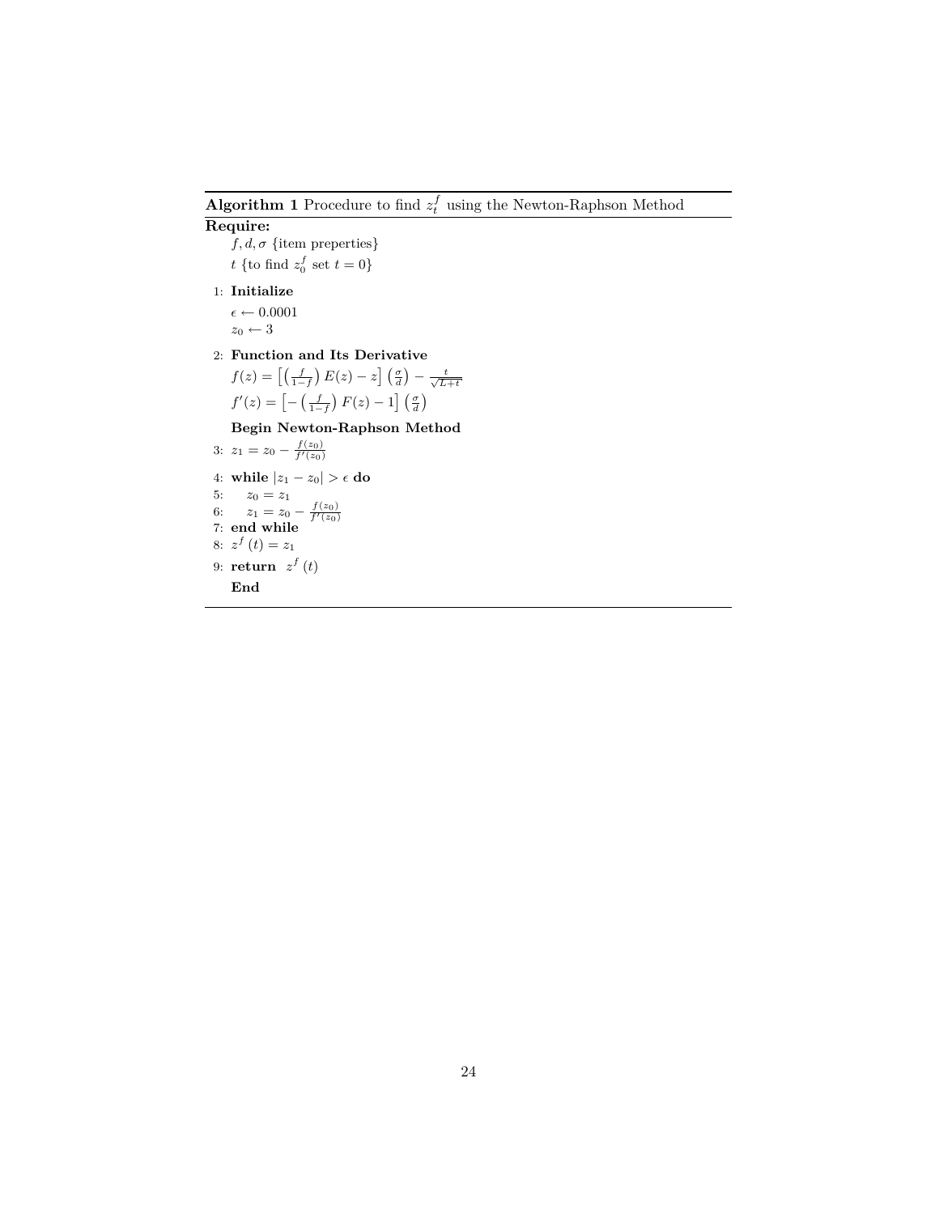**Algorithm 1** Procedure to find $z_t^f$ using the Newton-Raphson Method

**Require:**

$f, d, \sigma$ {item properties}

$t$ {to find $z_0^f$ set $t = 0$}

1: **Initialize**

$\epsilon \leftarrow 0.0001$

$z_0 \leftarrow 3$

2: **Function and Its Derivative**

$f(z) = \left[\left(\frac{f}{1-f}\right) E(z) - z\right] \left(\frac{\sigma}{d}\right) - \frac{t}{\sqrt{L+t}}$

$f'(z) = \left[-\left(\frac{f}{1-f}\right) F(z) - 1\right] \left(\frac{\sigma}{d}\right)$

**Begin Newton-Raphson Method**

3: $z_1 = z_0 - \frac{f(z_0)}{f'(z_0)}$

4: **while** $|z_1 - z_0| > \epsilon$ **do**

5: $\quad z_0 = z_1$

6: $\quad z_1 = z_0 - \frac{f(z_0)}{f'(z_0)}$

7: **end while**

8: $z^f(t) = z_1$

9: **return** $z^f(t)$

**End**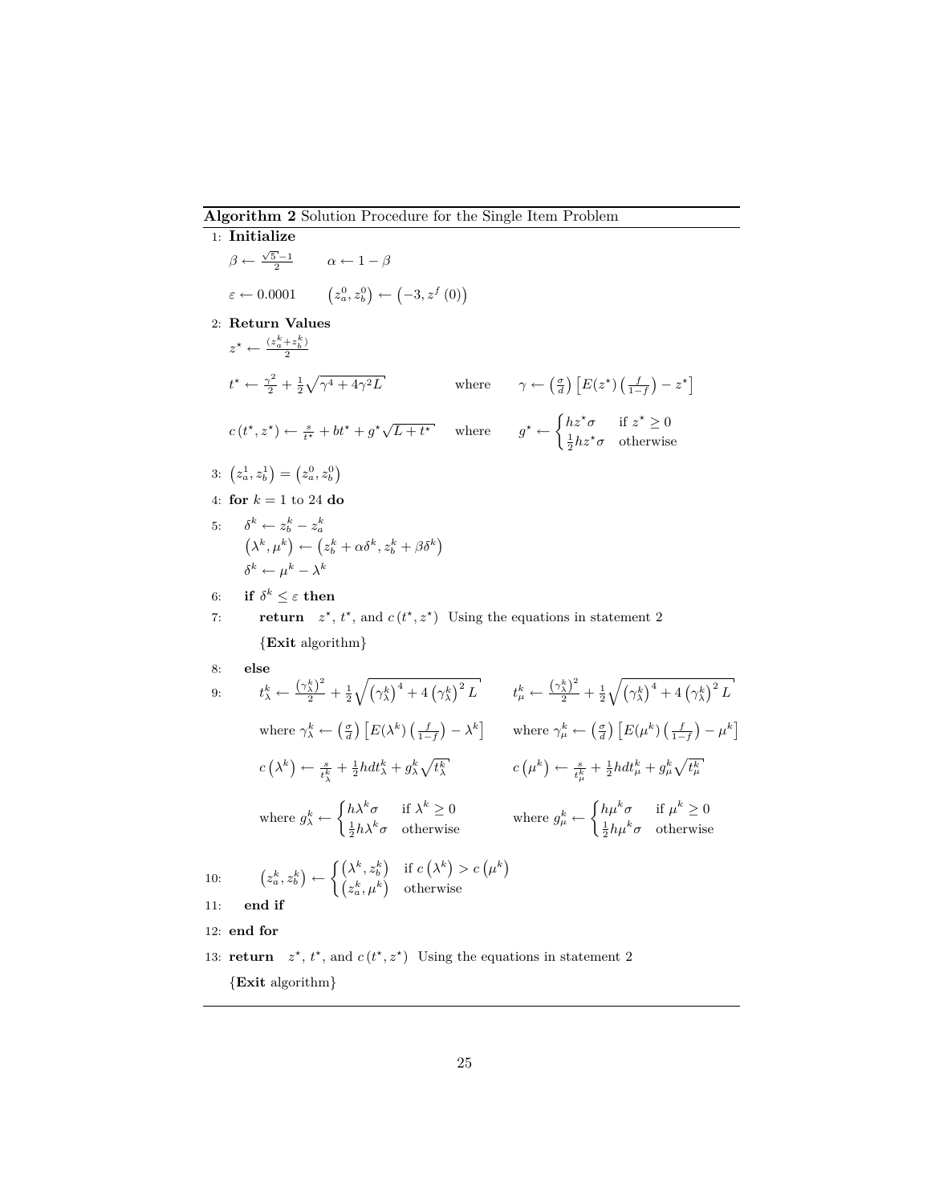**Algorithm 2** Solution Procedure for the Single Item Problem

1: **Initialize**

$\beta \leftarrow \frac{\sqrt{5}-1}{2} \qquad \alpha \leftarrow 1 - \beta$

$\varepsilon \leftarrow 0.0001 \qquad \left(z_a^0, z_b^0\right) \leftarrow \left(-3, z^f(0)\right)$

2: **Return Values**

$z^\star \leftarrow \frac{\left(z_a^k + z_b^k\right)}{2}$

$t^\star \leftarrow \frac{\gamma^2}{2} + \frac{1}{2}\sqrt{\gamma^4 + 4\gamma^2 L} \qquad \text{where} \qquad \gamma \leftarrow \left(\frac{\sigma}{d}\right)\left[E(z^\star)\left(\frac{f}{1-f}\right) - z^\star\right]$

$c\left(t^\star, z^\star\right) \leftarrow \frac{s}{t^\star} + bt^\star + g^\star\sqrt{L + t^\star} \qquad \text{where} \qquad g^\star \leftarrow \begin{cases} hz^\star\sigma & \text{if } z^\star \geq 0 \\ \frac{1}{2}hz^\star\sigma & \text{otherwise} \end{cases}$

3: $\left(z_a^1, z_b^1\right) = \left(z_a^0, z_b^0\right)$

4: **for** $k = 1$ to 24 **do**

5: $\quad \delta^k \leftarrow z_b^k - z_a^k$

$\quad \left(\lambda^k, \mu^k\right) \leftarrow \left(z_b^k + \alpha\delta^k, z_b^k + \beta\delta^k\right)$

$\quad \delta^k \leftarrow \mu^k - \lambda^k$

6: $\quad$ **if** $\delta^k \leq \varepsilon$ **then**

7: $\quad\quad$ **return** $\; z^\star$, $t^\star$, and $c\left(t^\star, z^\star\right)$ Using the equations in statement 2

$\quad\quad$ {**Exit** algorithm}

8: $\quad$ **else**

9: $\quad\quad t_\lambda^k \leftarrow \frac{\left(\gamma_\lambda^k\right)^2}{2} + \frac{1}{2}\sqrt{\left(\gamma_\lambda^k\right)^4 + 4\left(\gamma_\lambda^k\right)^2 L} \qquad t_\mu^k \leftarrow \frac{\left(\gamma_\lambda^k\right)^2}{2} + \frac{1}{2}\sqrt{\left(\gamma_\lambda^k\right)^4 + 4\left(\gamma_\lambda^k\right)^2 L}$

$\quad\quad$ where $\gamma_\lambda^k \leftarrow \left(\frac{\sigma}{d}\right)\left[E(\lambda^k)\left(\frac{f}{1-f}\right) - \lambda^k\right] \qquad$ where $\gamma_\mu^k \leftarrow \left(\frac{\sigma}{d}\right)\left[E(\mu^k)\left(\frac{f}{1-f}\right) - \mu^k\right]$

$\quad\quad c\left(\lambda^k\right) \leftarrow \frac{s}{t_\lambda^k} + \frac{1}{2}hdt_\lambda^k + g_\lambda^k\sqrt{t_\lambda^k} \qquad c\left(\mu^k\right) \leftarrow \frac{s}{t_\mu^k} + \frac{1}{2}hdt_\mu^k + g_\mu^k\sqrt{t_\mu^k}$

$\quad\quad$ where $g_\lambda^k \leftarrow \begin{cases} h\lambda^k\sigma & \text{if } \lambda^k \geq 0 \\ \frac{1}{2}h\lambda^k\sigma & \text{otherwise} \end{cases} \qquad$ where $g_\mu^k \leftarrow \begin{cases} h\mu^k\sigma & \text{if } \mu^k \geq 0 \\ \frac{1}{2}h\mu^k\sigma & \text{otherwise} \end{cases}$

10: $\quad\quad \left(z_a^k, z_b^k\right) \leftarrow \begin{cases} \left(\lambda^k, z_b^k\right) & \text{if } c\left(\lambda^k\right) > c\left(\mu^k\right) \\ \left(z_a^k, \mu^k\right) & \text{otherwise} \end{cases}$

11: $\quad$ **end if**

12: **end for**

13: **return** $\; z^\star$, $t^\star$, and $c\left(t^\star, z^\star\right)$ Using the equations in statement 2

{**Exit** algorithm}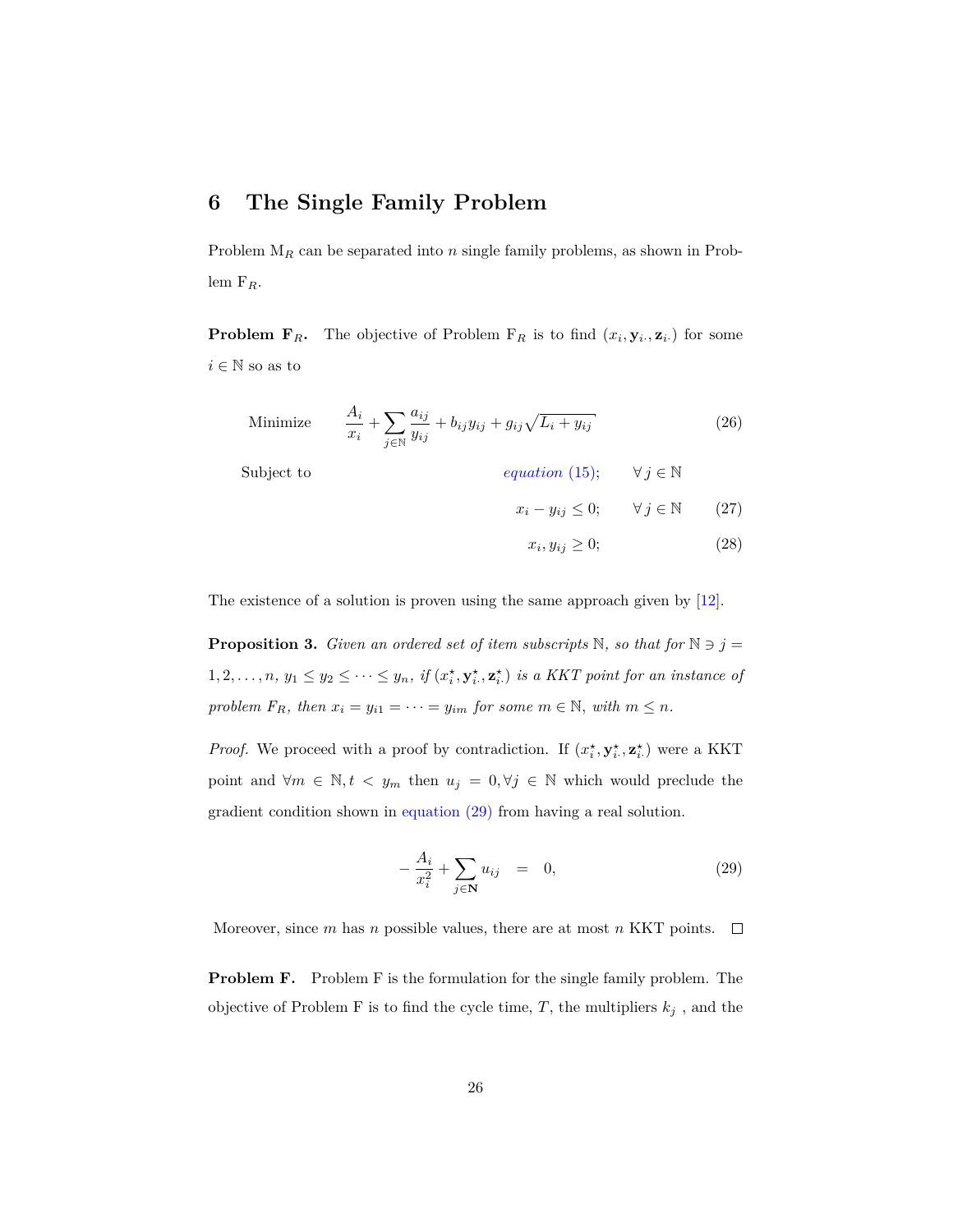# 6 The Single Family Problem

Problem $\mathrm{M}_R$ can be separated into $n$ single family problems, as shown in Problem $\mathrm{F}_R$.

**Problem $\mathbf{F}_R$.** The objective of Problem $\mathrm{F}_R$ is to find $(x_i, \mathbf{y}_{i\cdot}, \mathbf{z}_{i\cdot})$ for some $i \in \mathbb{N}$ so as to

$$\text{Minimize} \quad \frac{A_i}{x_i} + \sum_{j \in \mathbb{N}} \frac{a_{ij}}{y_{ij}} + b_{ij} y_{ij} + g_{ij}\sqrt{L_i + y_{ij}} \tag{26}$$

$$\text{Subject to} \qquad \text{equation (15)}; \qquad \forall\, j \in \mathbb{N}$$

$$x_i - y_{ij} \leq 0; \qquad \forall\, j \in \mathbb{N} \tag{27}$$

$$x_i, y_{ij} \geq 0; \tag{28}$$

The existence of a solution is proven using the same approach given by [12].

**Proposition 3.** *Given an ordered set of item subscripts $\mathbb{N}$, so that for $\mathbb{N} \ni j = 1, 2, \ldots, n$, $y_1 \leq y_2 \leq \cdots \leq y_n$, if $(x_i^\star, \mathbf{y}_{i\cdot}^\star, \mathbf{z}_{i\cdot}^\star)$ is a KKT point for an instance of problem $F_R$, then $x_i = y_{i1} = \cdots = y_{im}$ for some $m \in \mathbb{N}$, with $m \leq n$.*

*Proof.* We proceed with a proof by contradiction. If $(x_i^\star, \mathbf{y}_{i\cdot}^\star, \mathbf{z}_{i\cdot}^\star)$ were a KKT point and $\forall m \in \mathbb{N}, t < y_m$ then $u_j = 0, \forall j \in \mathbb{N}$ which would preclude the gradient condition shown in equation (29) from having a real solution.

$$-\frac{A_i}{x_i^2} + \sum_{j \in \mathbf{N}} u_{ij} \quad = \quad 0, \tag{29}$$

Moreover, since $m$ has $n$ possible values, there are at most $n$ KKT points. $\square$

**Problem F.** Problem F is the formulation for the single family problem. The objective of Problem F is to find the cycle time, $T$, the multipliers $k_j$, and the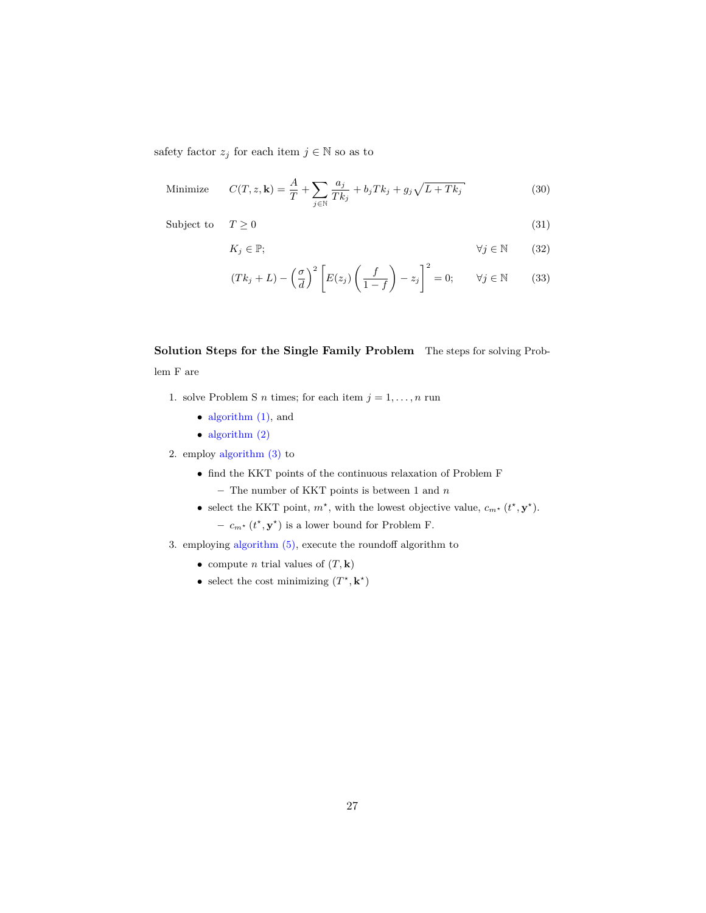safety factor $z_j$ for each item $j \in \mathbb{N}$ so as to

$$
\text{Minimize} \quad C(T, z, \mathbf{k}) = \frac{A}{T} + \sum_{j \in \mathbb{N}} \frac{a_j}{Tk_j} + b_j T k_j + g_j \sqrt{L + Tk_j} \tag{30}
$$

$$
\text{Subject to} \quad T \geq 0 \tag{31}
$$

$$
K_j \in \mathbb{P}; \qquad \forall j \in \mathbb{N} \tag{32}
$$

$$
(Tk_j + L) - \left(\frac{\sigma}{d}\right)^2 \left[ E(z_j) \left( \frac{f}{1-f} \right) - z_j \right]^2 = 0; \qquad \forall j \in \mathbb{N} \tag{33}
$$

**Solution Steps for the Single Family Problem** The steps for solving Problem F are

1. solve Problem S $n$ times; for each item $j = 1, \ldots, n$ run
   - algorithm (1), and
   - algorithm (2)
2. employ algorithm (3) to
   - find the KKT points of the continuous relaxation of Problem F
     - The number of KKT points is between 1 and $n$
   - select the KKT point, $m^{\star}$, with the lowest objective value, $c_{m^{\star}}(t^{\star}, \mathbf{y}^{\star})$.
     - $c_{m^{\star}}(t^{\star}, \mathbf{y}^{\star})$ is a lower bound for Problem F.
3. employing algorithm (5), execute the roundoff algorithm to
   - compute $n$ trial values of $(T, \mathbf{k})$
   - select the cost minimizing $(T^{\star}, \mathbf{k}^{\star})$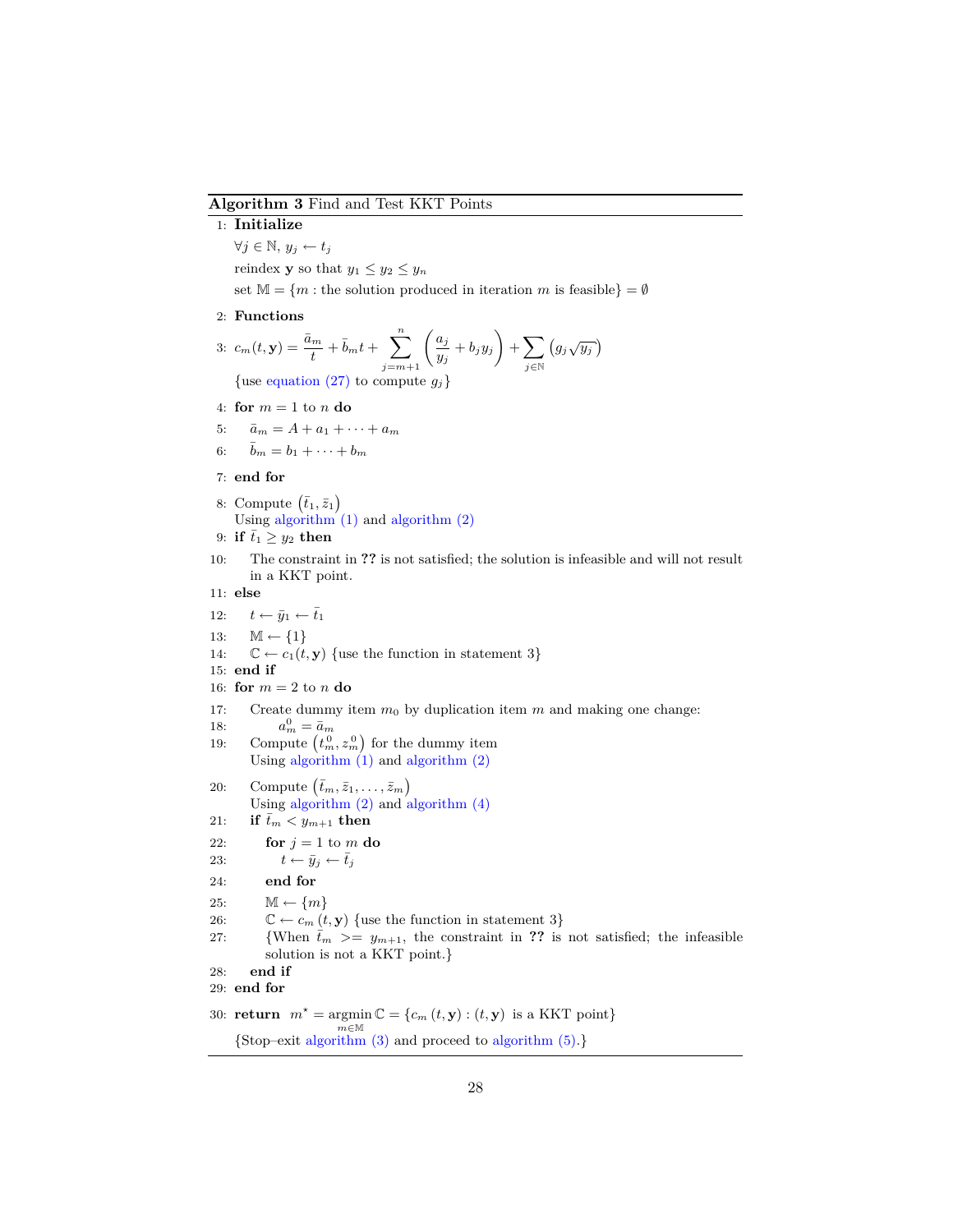**Algorithm 3** Find and Test KKT Points

1: **Initialize**

$\forall j \in \mathbb{N}$, $y_j \leftarrow t_j$

reindex $\mathbf{y}$ so that $y_1 \leq y_2 \leq y_n$

set $\mathbb{M} = \{m : \text{the solution produced in iteration } m \text{ is feasible}\} = \emptyset$

2: **Functions**

3: $c_m(t, \mathbf{y}) = \dfrac{\bar{a}_m}{t} + \bar{b}_m t + \displaystyle\sum_{j=m+1}^{n} \left( \frac{a_j}{y_j} + b_j y_j \right) + \sum_{j \in \mathbb{N}} \left( g_j \sqrt{y_j} \right)$

{use equation (27) to compute $g_j$}

4: **for** $m = 1$ to $n$ **do**

5: $\quad \bar{a}_m = A + a_1 + \cdots + a_m$

6: $\quad \bar{b}_m = b_1 + \cdots + b_m$

7: **end for**

8: Compute $\left(\bar{t}_1, \bar{z}_1\right)$
Using algorithm (1) and algorithm (2)

9: **if** $\bar{t}_1 \geq y_2$ **then**

10: $\quad$ The constraint in **??** is not satisfied; the solution is infeasible and will not result in a KKT point.

11: **else**

12: $\quad t \leftarrow \bar{y}_1 \leftarrow \bar{t}_1$

13: $\quad \mathbb{M} \leftarrow \{1\}$

14: $\quad \mathbb{C} \leftarrow c_1(t, \mathbf{y})$ {use the function in statement 3}

15: **end if**

16: **for** $m = 2$ to $n$ **do**

17: $\quad$ Create dummy item $m_0$ by duplication item $m$ and making one change:

18: $\quad\quad a_m^0 = \bar{a}_m$

19: $\quad$ Compute $\left(t_m^0, z_m^0\right)$ for the dummy item
$\quad$ Using algorithm (1) and algorithm (2)

20: $\quad$ Compute $\left(\bar{t}_m, \bar{z}_1, \ldots, \bar{z}_m\right)$
$\quad$ Using algorithm (2) and algorithm (4)

21: $\quad$ **if** $\bar{t}_m < y_{m+1}$ **then**

22: $\quad\quad$ **for** $j = 1$ to $m$ **do**

23: $\quad\quad\quad t \leftarrow \bar{y}_j \leftarrow \bar{t}_j$

24: $\quad\quad$ **end for**

25: $\quad\quad \mathbb{M} \leftarrow \{m\}$

26: $\quad\quad \mathbb{C} \leftarrow c_m(t, \mathbf{y})$ {use the function in statement 3}

27: $\quad\quad$ {When $\bar{t}_m >= y_{m+1}$, the constraint in **??** is not satisfied; the infeasible solution is not a KKT point.}

28: $\quad$ **end if**

29: **end for**

30: **return** $m^\star = \underset{m \in \mathbb{M}}{\operatorname{argmin}}\, \mathbb{C} = \{c_m(t, \mathbf{y}) : (t, \mathbf{y}) \text{ is a KKT point}\}$

{Stop–exit algorithm (3) and proceed to algorithm (5).}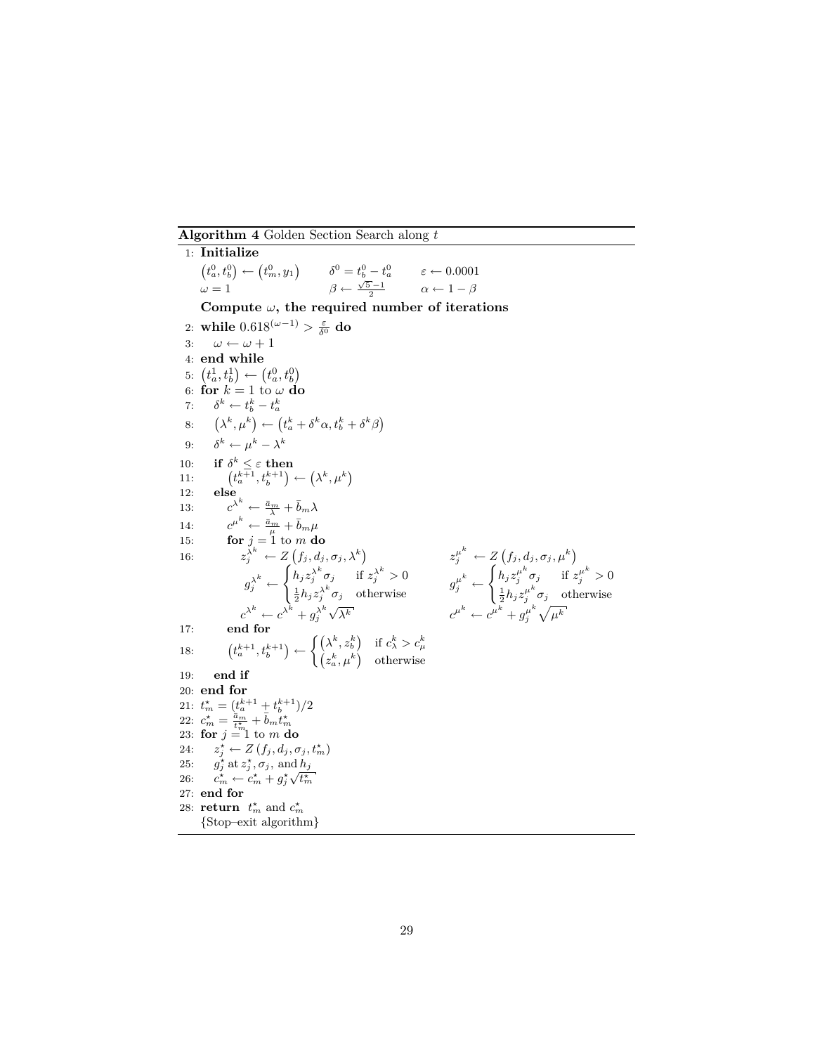**Algorithm 4** Golden Section Search along $t$

```
1:  Initialize
      (t_a^0, t_b^0) ← (t_m^0, y_1)      δ^0 = t_b^0 − t_a^0      ε ← 0.0001
      ω = 1                              β ← (√5 − 1)/2           α ← 1 − β
    Compute ω, the required number of iterations
2:  while 0.618^(ω−1) > ε/δ^0 do
3:      ω ← ω + 1
4:  end while
5:  (t_a^1, t_b^1) ← (t_a^0, t_b^0)
6:  for k = 1 to ω do
7:      δ^k ← t_b^k − t_a^k
8:      (λ^k, μ^k) ← (t_a^k + δ^k α, t_b^k + δ^k β)
9:      δ^k ← μ^k − λ^k
10:     if δ^k ≤ ε then
11:         (t_a^{k+1}, t_b^{k+1}) ← (λ^k, μ^k)
12:     else
13:         c^{λ^k} ← ā_m/λ + b̄_m λ
14:         c^{μ^k} ← ā_m/μ + b̄_m μ
15:         for j = 1 to m do
16:             z_j^{λ^k} ← Z(f_j, d_j, σ_j, λ^k)          z_j^{μ^k} ← Z(f_j, d_j, σ_j, μ^k)
                g_j^{λ^k} ← { h_j z_j^{λ^k} σ_j        if z_j^{λ^k} > 0
                            { (1/2) h_j z_j^{λ^k} σ_j  otherwise
                g_j^{μ^k} ← { h_j z_j^{μ^k} σ_j        if z_j^{μ^k} > 0
                            { (1/2) h_j z_j^{μ^k} σ_j  otherwise
                c^{λ^k} ← c^{λ^k} + g_j^{λ^k} √(λ^k)     c^{μ^k} ← c^{μ^k} + g_j^{μ^k} √(μ^k)
17:         end for
18:         (t_a^{k+1}, t_b^{k+1}) ← { (λ^k, z_b^k)   if c_λ^k > c_μ^k
                                     { (z_a^k, μ^k)   otherwise
19:     end if
20: end for
21: t_m^* = (t_a^{k+1} + t_b^{k+1})/2
22: c_m^* = ā_m/t_m^* + b̄_m t_m^*
23: for j = 1 to m do
24:     z_j^* ← Z(f_j, d_j, σ_j, t_m^*)
25:     g_j^* at z_j^*, σ_j, and h_j
26:     c_m^* ← c_m^* + g_j^* √(t_m^*)
27: end for
28: return t_m^* and c_m^*
    {Stop–exit algorithm}
```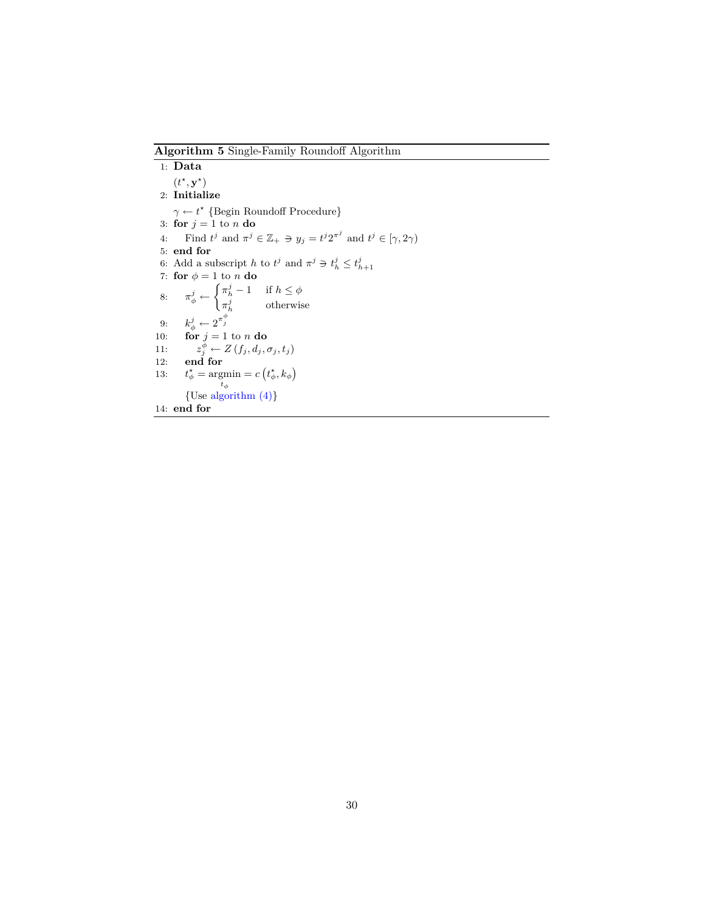**Algorithm 5** Single-Family Roundoff Algorithm

```
1:  Data
        (t*, y*)
2:  Initialize
        γ ← t* {Begin Roundoff Procedure}
3:  for j = 1 to n do
4:      Find t^j and π^j ∈ Z+ ∋ y_j = t^j 2^(π^j) and t^j ∈ [γ, 2γ)
5:  end for
6:  Add a subscript h to t^j and π^j ∋ t^j_h ≤ t^j_{h+1}
7:  for φ = 1 to n do
8:      π^j_φ ← { π^j_h − 1   if h ≤ φ
                { π^j_h       otherwise
9:      k^j_φ ← 2^(π^φ_j)
10:     for j = 1 to n do
11:         z^φ_j ← Z(f_j, d_j, σ_j, t_j)
12:     end for
13:     t*_φ = argmin_{t_φ} = c(t*_φ, k_φ)
        {Use algorithm (4)}
14: end for
```

Line 1 data: $(t^\star, \mathbf{y}^\star)$

Line 2: $\gamma \leftarrow t^\star$ {Begin Roundoff Procedure}

Line 4: Find $t^j$ and $\pi^j \in \mathbb{Z}_+ \ni y_j = t^j 2^{\pi^j}$ and $t^j \in [\gamma, 2\gamma)$

Line 6: Add a subscript $h$ to $t^j$ and $\pi^j \ni t^j_h \leq t^j_{h+1}$

Line 8: $\pi^j_\phi \leftarrow \begin{cases} \pi^j_h - 1 & \text{if } h \leq \phi \\ \pi^j_h & \text{otherwise} \end{cases}$

Line 9: $k^j_\phi \leftarrow 2^{\pi^\phi_j}$

Line 11: $z^\phi_j \leftarrow Z(f_j, d_j, \sigma_j, t_j)$

Line 13: $t^\star_\phi = \underset{t_\phi}{\text{argmin}} = c\left(t^\star_\phi, k_\phi\right)$ {Use algorithm (4)}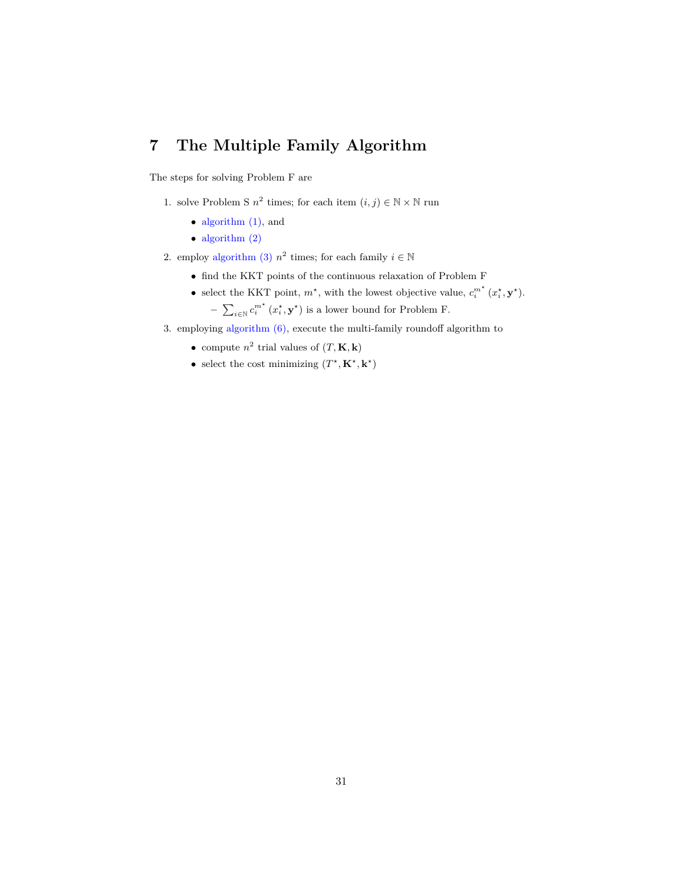# 7 The Multiple Family Algorithm

The steps for solving Problem F are

1. solve Problem S $n^2$ times; for each item $(i, j) \in \mathbb{N} \times \mathbb{N}$ run
   - algorithm (1), and
   - algorithm (2)
2. employ algorithm (3) $n^2$ times; for each family $i \in \mathbb{N}$
   - find the KKT points of the continuous relaxation of Problem F
   - select the KKT point, $m^\star$, with the lowest objective value, $c_i^{m^\star}(x_i^\star, \mathbf{y}^\star)$.
     - $\sum_{i \in \mathbb{N}} c_i^{m^\star}(x_i^\star, \mathbf{y}^\star)$ is a lower bound for Problem F.
3. employing algorithm (6), execute the multi-family roundoff algorithm to
   - compute $n^2$ trial values of $(T, \mathbf{K}, \mathbf{k})$
   - select the cost minimizing $(T^\star, \mathbf{K}^\star, \mathbf{k}^\star)$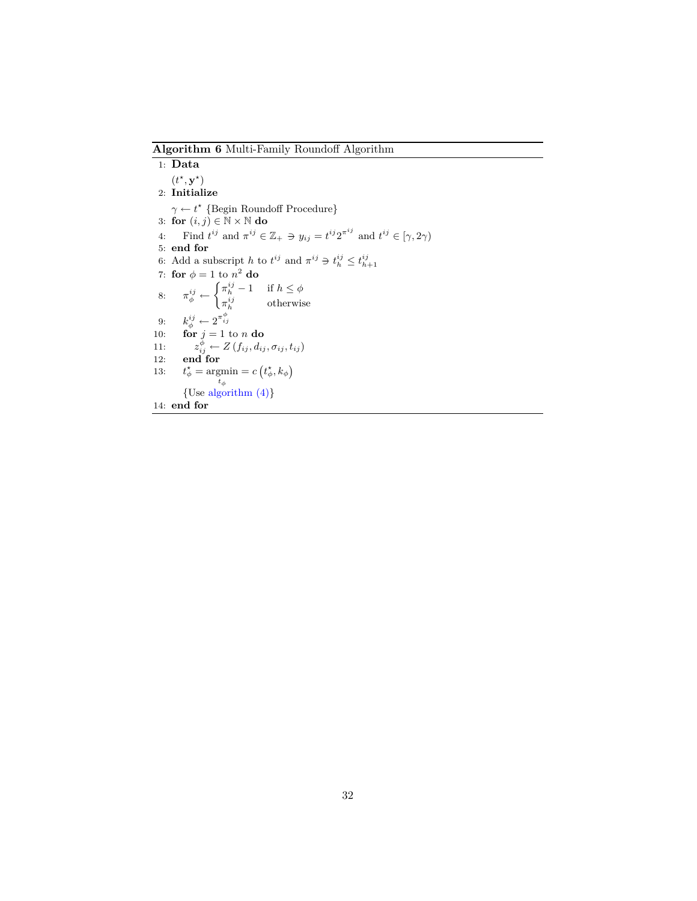**Algorithm 6** Multi-Family Roundoff Algorithm

1: **Data**

   $(t^\star, \mathbf{y}^\star)$

2: **Initialize**

   $\gamma \leftarrow t^\star$ {Begin Roundoff Procedure}

3: **for** $(i,j) \in \mathbb{N} \times \mathbb{N}$ **do**

4: &nbsp;&nbsp;&nbsp;&nbsp;Find $t^{ij}$ and $\pi^{ij} \in \mathbb{Z}_+ \ni y_{ij} = t^{ij} 2^{\pi^{ij}}$ and $t^{ij} \in [\gamma, 2\gamma)$

5: **end for**

6: Add a subscript $h$ to $t^{ij}$ and $\pi^{ij} \ni t_h^{ij} \leq t_{h+1}^{ij}$

7: **for** $\phi = 1$ to $n^2$ **do**

8: &nbsp;&nbsp;&nbsp;&nbsp;$\pi_\phi^{ij} \leftarrow \begin{cases} \pi_h^{ij} - 1 & \text{if } h \leq \phi \\ \pi_h^{ij} & \text{otherwise} \end{cases}$

9: &nbsp;&nbsp;&nbsp;&nbsp;$k_\phi^{ij} \leftarrow 2^{\pi_{ij}^\phi}$

10: &nbsp;&nbsp;&nbsp;&nbsp;**for** $j = 1$ to $n$ **do**

11: &nbsp;&nbsp;&nbsp;&nbsp;&nbsp;&nbsp;&nbsp;&nbsp;$z_{ij}^\phi \leftarrow Z\left(f_{ij}, d_{ij}, \sigma_{ij}, t_{ij}\right)$

12: &nbsp;&nbsp;&nbsp;&nbsp;**end for**

13: &nbsp;&nbsp;&nbsp;&nbsp;$t_\phi^\star = \underset{t_\phi}{\operatorname{argmin}} = c\left(t_\phi^\star, k_\phi\right)$

&nbsp;&nbsp;&nbsp;&nbsp;&nbsp;&nbsp;&nbsp;&nbsp;{Use algorithm (4)}

14: **end for**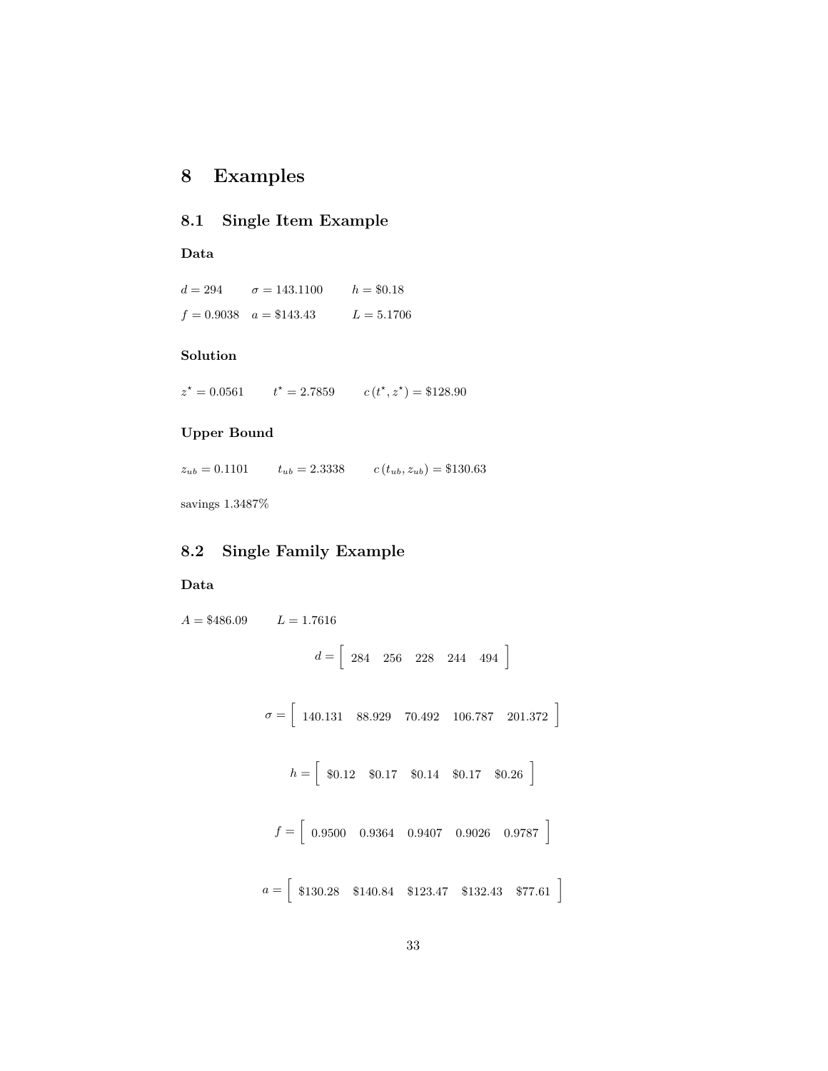# 8 Examples

## 8.1 Single Item Example

### Data

$d = 294 \qquad \sigma = 143.1100 \qquad h = \$0.18$

$f = 0.9038 \quad a = \$143.43 \qquad L = 5.1706$

### Solution

$z^{\star} = 0.0561 \qquad t^{\star} = 2.7859 \qquad c\left(t^{\star}, z^{\star}\right) = \$128.90$

### Upper Bound

$z_{ub} = 0.1101 \qquad t_{ub} = 2.3338 \qquad c\left(t_{ub}, z_{ub}\right) = \$130.63$

savings 1.3487%

## 8.2 Single Family Example

### Data

$A = \$486.09 \qquad L = 1.7616$

$$d = \left[\begin{array}{ccccc} 284 & 256 & 228 & 244 & 494 \end{array}\right]$$

$$\sigma = \left[\begin{array}{ccccc} 140.131 & 88.929 & 70.492 & 106.787 & 201.372 \end{array}\right]$$

$$h = \left[\begin{array}{ccccc} \$0.12 & \$0.17 & \$0.14 & \$0.17 & \$0.26 \end{array}\right]$$

$$f = \left[\begin{array}{ccccc} 0.9500 & 0.9364 & 0.9407 & 0.9026 & 0.9787 \end{array}\right]$$

$$a = \left[\begin{array}{ccccc} \$130.28 & \$140.84 & \$123.47 & \$132.43 & \$77.61 \end{array}\right]$$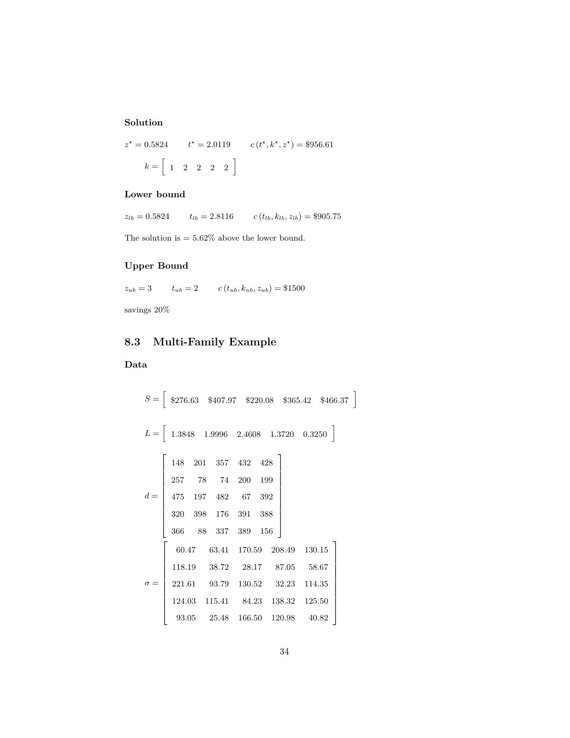### Solution

$z^\star = 0.5824 \qquad t^\star = 2.0119 \qquad c\left(t^\star, k^\star, z^\star\right) = \$956.61$

$$k = \left[\begin{array}{ccccc} 1 & 2 & 2 & 2 & 2 \end{array}\right]$$

### Lower bound

$z_{lb} = 0.5824 \qquad t_{lb} = 2.8116 \qquad c\left(t_{lb}, k_{lb}, z_{lb}\right) = \$905.75$

The solution is = 5.62% above the lower bound.

### Upper Bound

$z_{ub} = 3 \qquad t_{ub} = 2 \qquad c\left(t_{ub}, k_{ub}, z_{ub}\right) = \$1500$

savings 20%

## 8.3 Multi-Family Example

### Data

$$S = \left[\begin{array}{ccccc} \$276.63 & \$407.97 & \$220.08 & \$365.42 & \$466.37 \end{array}\right]$$

$$L = \left[\begin{array}{ccccc} 1.3848 & 1.9996 & 2.4608 & 1.3720 & 0.3250 \end{array}\right]$$

$$d = \left[\begin{array}{ccccc} 148 & 201 & 357 & 432 & 428 \\ 257 & 78 & 74 & 200 & 199 \\ 475 & 197 & 482 & 67 & 392 \\ 320 & 398 & 176 & 391 & 388 \\ 366 & 88 & 337 & 389 & 156 \end{array}\right]$$

$$\sigma = \left[\begin{array}{ccccc} 60.47 & 63.41 & 170.59 & 208.49 & 130.15 \\ 118.19 & 38.72 & 28.17 & 87.05 & 58.67 \\ 221.61 & 93.79 & 130.52 & 32.23 & 114.35 \\ 124.03 & 115.41 & 84.23 & 138.32 & 125.50 \\ 93.05 & 25.48 & 166.50 & 120.98 & 40.82 \end{array}\right]$$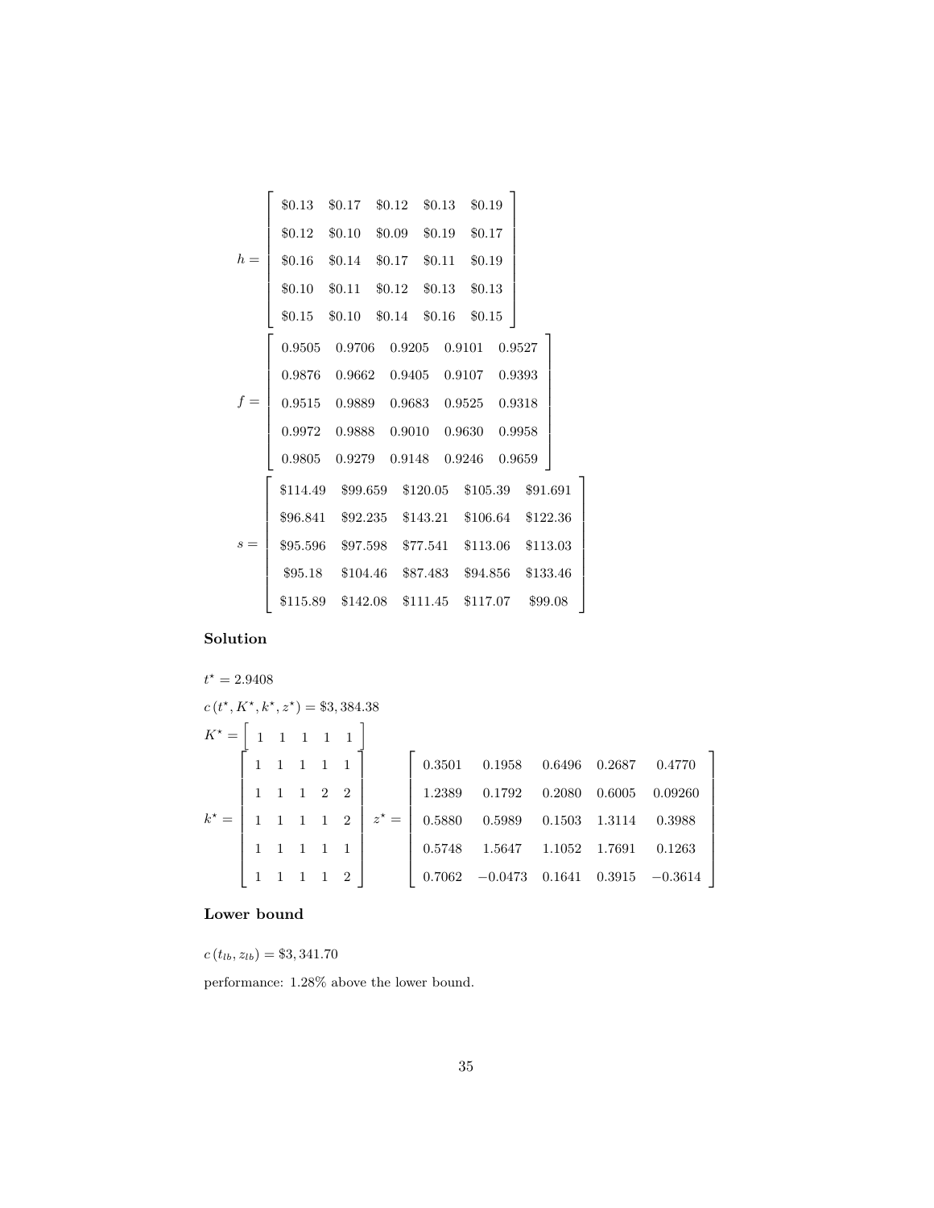$$h = \begin{bmatrix} \$0.13 & \$0.17 & \$0.12 & \$0.13 & \$0.19 \\ \$0.12 & \$0.10 & \$0.09 & \$0.19 & \$0.17 \\ \$0.16 & \$0.14 & \$0.17 & \$0.11 & \$0.19 \\ \$0.10 & \$0.11 & \$0.12 & \$0.13 & \$0.13 \\ \$0.15 & \$0.10 & \$0.14 & \$0.16 & \$0.15 \end{bmatrix}$$

$$f = \begin{bmatrix} 0.9505 & 0.9706 & 0.9205 & 0.9101 & 0.9527 \\ 0.9876 & 0.9662 & 0.9405 & 0.9107 & 0.9393 \\ 0.9515 & 0.9889 & 0.9683 & 0.9525 & 0.9318 \\ 0.9972 & 0.9888 & 0.9010 & 0.9630 & 0.9958 \\ 0.9805 & 0.9279 & 0.9148 & 0.9246 & 0.9659 \end{bmatrix}$$

$$s = \begin{bmatrix} \$114.49 & \$99.659 & \$120.05 & \$105.39 & \$91.691 \\ \$96.841 & \$92.235 & \$143.21 & \$106.64 & \$122.36 \\ \$95.596 & \$97.598 & \$77.541 & \$113.06 & \$113.03 \\ \$95.18 & \$104.46 & \$87.483 & \$94.856 & \$133.46 \\ \$115.89 & \$142.08 & \$111.45 & \$117.07 & \$99.08 \end{bmatrix}$$

### Solution

$t^\star = 2.9408$

$c\left(t^\star, K^\star, k^\star, z^\star\right) = \$3,384.38$

$K^\star = \begin{bmatrix} 1 & 1 & 1 & 1 & 1 \end{bmatrix}$

$$k^\star = \begin{bmatrix} 1 & 1 & 1 & 1 & 1 \\ 1 & 1 & 1 & 2 & 2 \\ 1 & 1 & 1 & 1 & 2 \\ 1 & 1 & 1 & 1 & 1 \\ 1 & 1 & 1 & 1 & 2 \end{bmatrix} \quad z^\star = \begin{bmatrix} 0.3501 & 0.1958 & 0.6496 & 0.2687 & 0.4770 \\ 1.2389 & 0.1792 & 0.2080 & 0.6005 & 0.09260 \\ 0.5880 & 0.5989 & 0.1503 & 1.3114 & 0.3988 \\ 0.5748 & 1.5647 & 1.1052 & 1.7691 & 0.1263 \\ 0.7062 & -0.0473 & 0.1641 & 0.3915 & -0.3614 \end{bmatrix}$$

### Lower bound

$c\left(t_{lb}, z_{lb}\right) = \$3,341.70$

performance: 1.28% above the lower bound.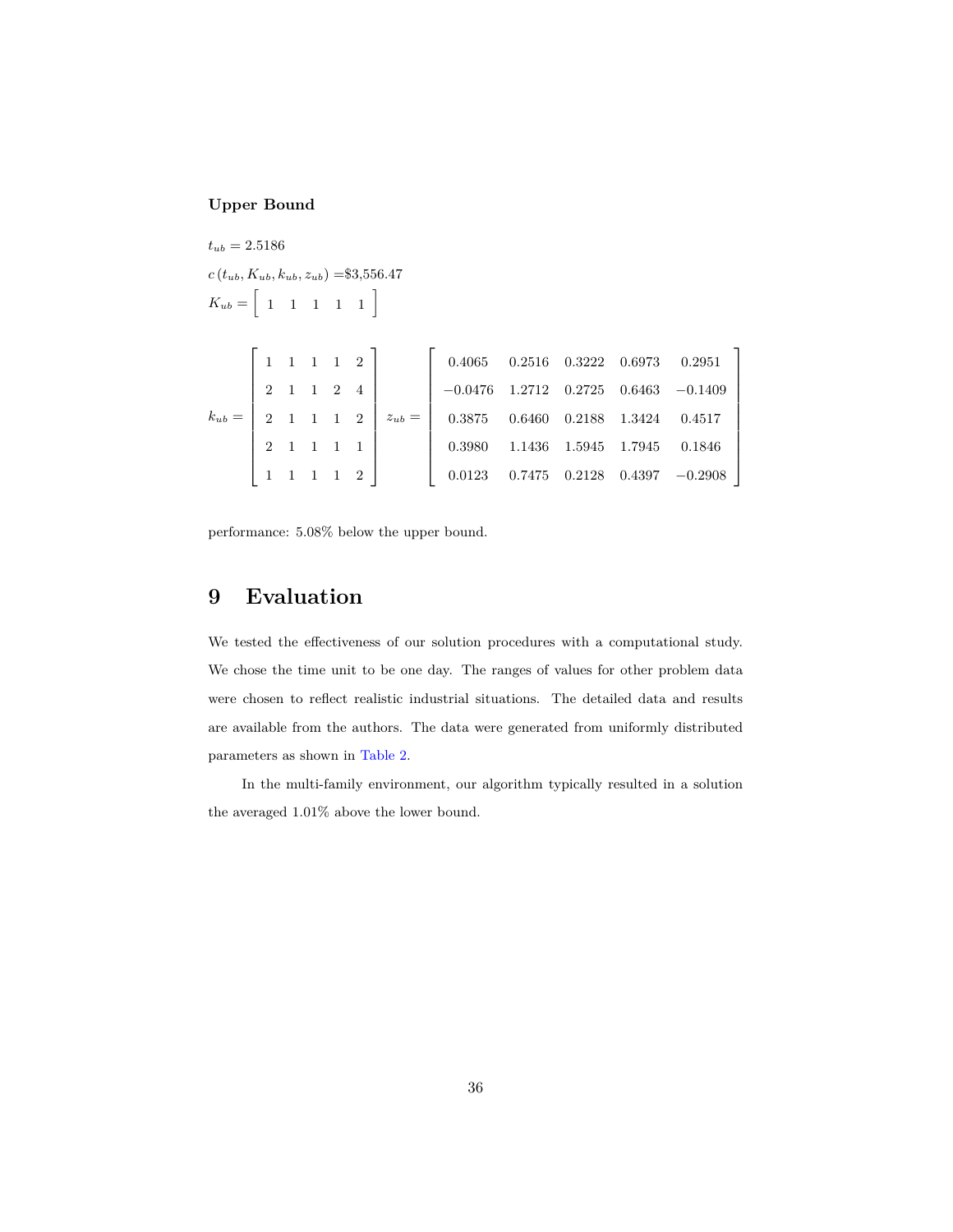**Upper Bound**

$t_{ub} = 2.5186$

$c\left(t_{ub}, K_{ub}, k_{ub}, z_{ub}\right) =$\$3,556.47

$K_{ub} = \left[\begin{array}{ccccc} 1 & 1 & 1 & 1 & 1 \end{array}\right]$

$$k_{ub} = \left[\begin{array}{ccccc} 1 & 1 & 1 & 1 & 2 \\ 2 & 1 & 1 & 2 & 4 \\ 2 & 1 & 1 & 1 & 2 \\ 2 & 1 & 1 & 1 & 1 \\ 1 & 1 & 1 & 1 & 2 \end{array}\right] \quad z_{ub} = \left[\begin{array}{ccccc} 0.4065 & 0.2516 & 0.3222 & 0.6973 & 0.2951 \\ -0.0476 & 1.2712 & 0.2725 & 0.6463 & -0.1409 \\ 0.3875 & 0.6460 & 0.2188 & 1.3424 & 0.4517 \\ 0.3980 & 1.1436 & 1.5945 & 1.7945 & 0.1846 \\ 0.0123 & 0.7475 & 0.2128 & 0.4397 & -0.2908 \end{array}\right]$$

performance: 5.08% below the upper bound.

# 9 Evaluation

We tested the effectiveness of our solution procedures with a computational study. We chose the time unit to be one day. The ranges of values for other problem data were chosen to reflect realistic industrial situations. The detailed data and results are available from the authors. The data were generated from uniformly distributed parameters as shown in Table 2.

In the multi-family environment, our algorithm typically resulted in a solution the averaged 1.01% above the lower bound.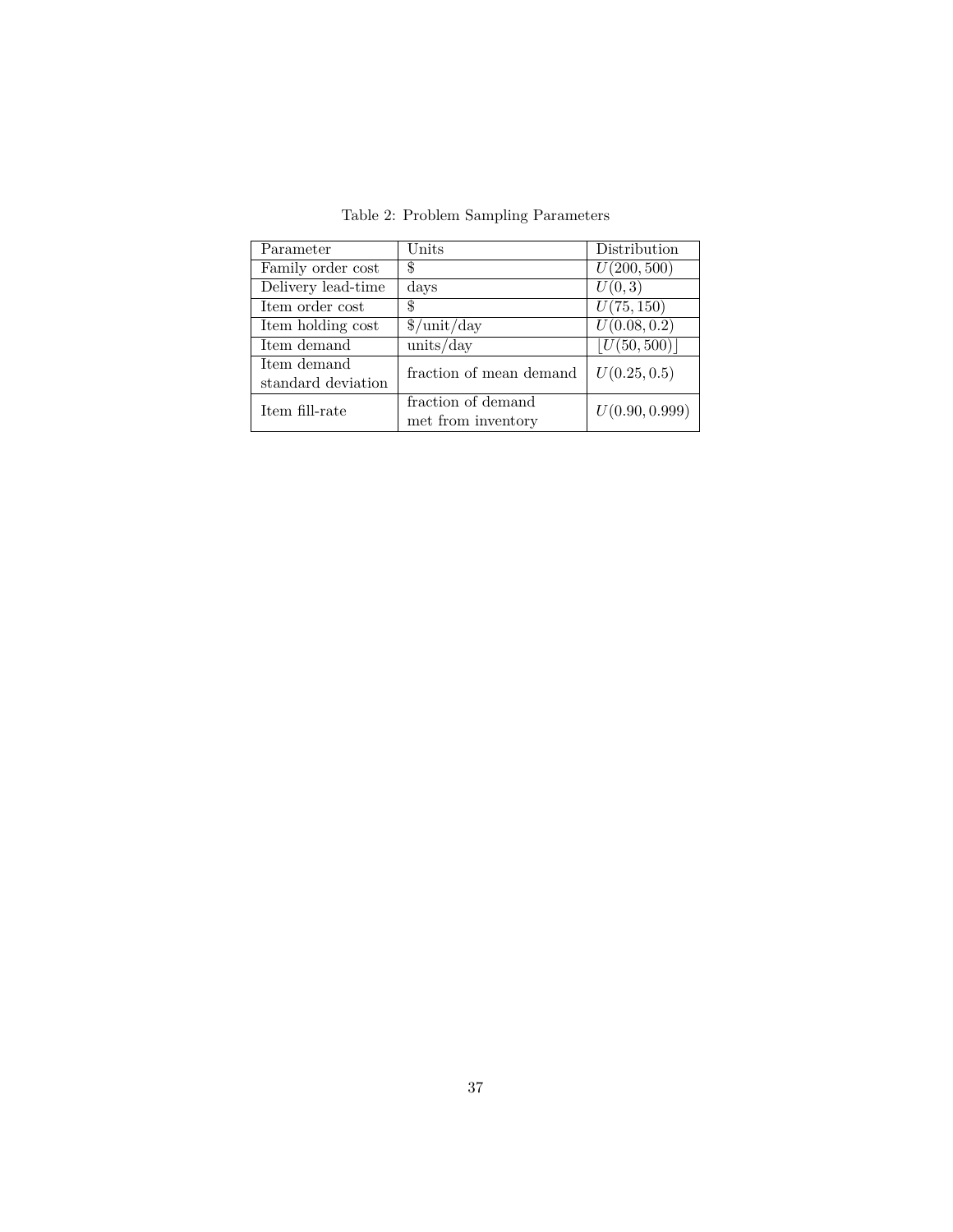Table 2: Problem Sampling Parameters

| Parameter | Units | Distribution |
|---|---|---|
| Family order cost | \$ | $U(200, 500)$ |
| Delivery lead-time | days | $U(0, 3)$ |
| Item order cost | \$ | $U(75, 150)$ |
| Item holding cost | \$/unit/day | $U(0.08, 0.2)$ |
| Item demand | units/day | $\lfloor U(50, 500) \rfloor$ |
| Item demand standard deviation | fraction of mean demand | $U(0.25, 0.5)$ |
| Item fill-rate | fraction of demand met from inventory | $U(0.90, 0.999)$ |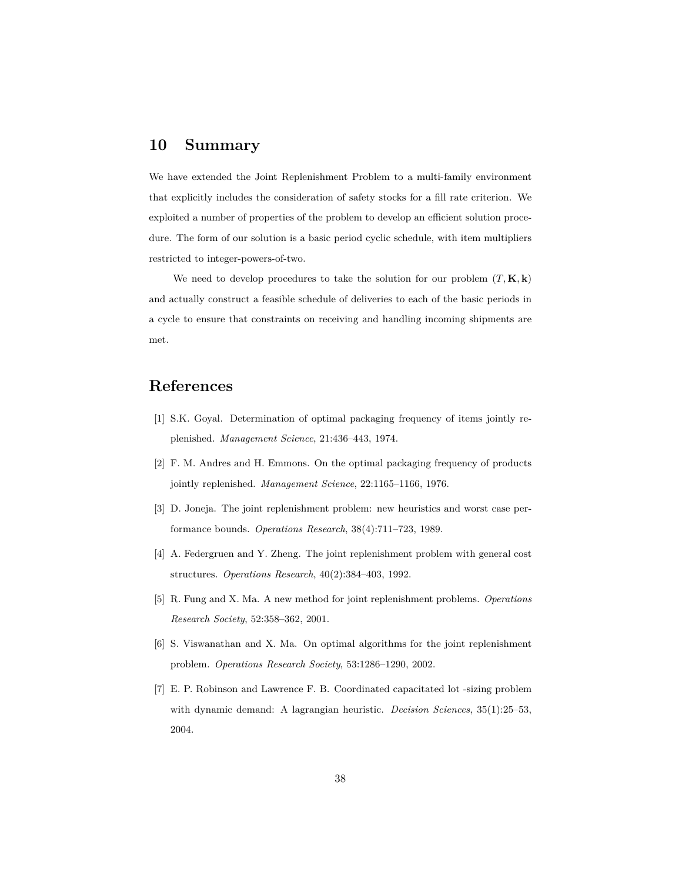## 10 Summary

We have extended the Joint Replenishment Problem to a multi-family environment that explicitly includes the consideration of safety stocks for a fill rate criterion. We exploited a number of properties of the problem to develop an efficient solution procedure. The form of our solution is a basic period cyclic schedule, with item multipliers restricted to integer-powers-of-two.

We need to develop procedures to take the solution for our problem $(T, \mathbf{K}, \mathbf{k})$ and actually construct a feasible schedule of deliveries to each of the basic periods in a cycle to ensure that constraints on receiving and handling incoming shipments are met.

## References

[1] S.K. Goyal. Determination of optimal packaging frequency of items jointly replenished. *Management Science*, 21:436–443, 1974.

[2] F. M. Andres and H. Emmons. On the optimal packaging frequency of products jointly replenished. *Management Science*, 22:1165–1166, 1976.

[3] D. Joneja. The joint replenishment problem: new heuristics and worst case performance bounds. *Operations Research*, 38(4):711–723, 1989.

[4] A. Federgruen and Y. Zheng. The joint replenishment problem with general cost structures. *Operations Research*, 40(2):384–403, 1992.

[5] R. Fung and X. Ma. A new method for joint replenishment problems. *Operations Research Society*, 52:358–362, 2001.

[6] S. Viswanathan and X. Ma. On optimal algorithms for the joint replenishment problem. *Operations Research Society*, 53:1286–1290, 2002.

[7] E. P. Robinson and Lawrence F. B. Coordinated capacitated lot -sizing problem with dynamic demand: A lagrangian heuristic. *Decision Sciences*, 35(1):25–53, 2004.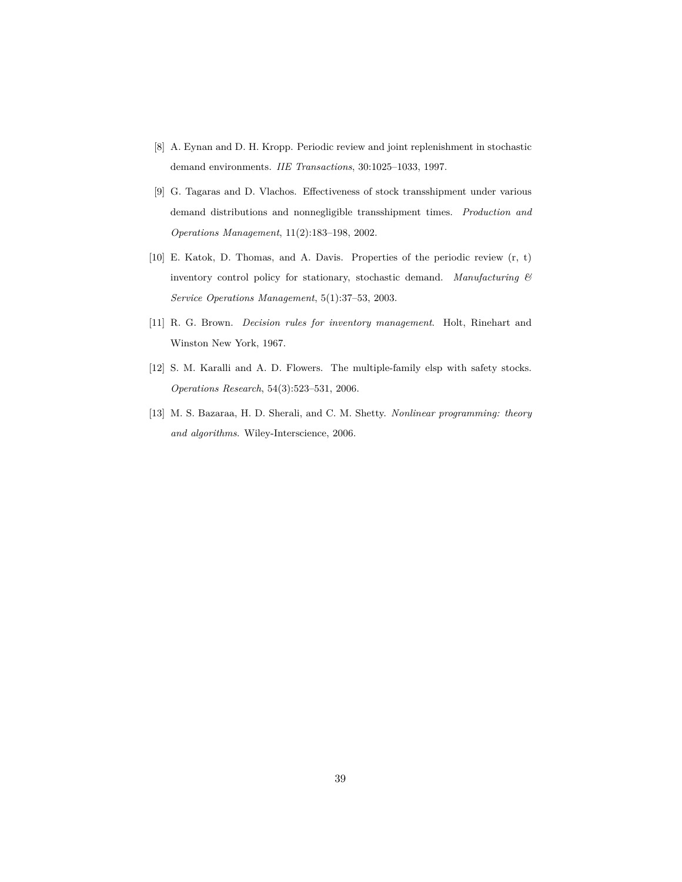[8] A. Eynan and D. H. Kropp. Periodic review and joint replenishment in stochastic demand environments. *IIE Transactions*, 30:1025–1033, 1997.

[9] G. Tagaras and D. Vlachos. Effectiveness of stock transshipment under various demand distributions and nonnegligible transshipment times. *Production and Operations Management*, 11(2):183–198, 2002.

[10] E. Katok, D. Thomas, and A. Davis. Properties of the periodic review (r, t) inventory control policy for stationary, stochastic demand. *Manufacturing & Service Operations Management*, 5(1):37–53, 2003.

[11] R. G. Brown. *Decision rules for inventory management*. Holt, Rinehart and Winston New York, 1967.

[12] S. M. Karalli and A. D. Flowers. The multiple-family elsp with safety stocks. *Operations Research*, 54(3):523–531, 2006.

[13] M. S. Bazaraa, H. D. Sherali, and C. M. Shetty. *Nonlinear programming: theory and algorithms*. Wiley-Interscience, 2006.